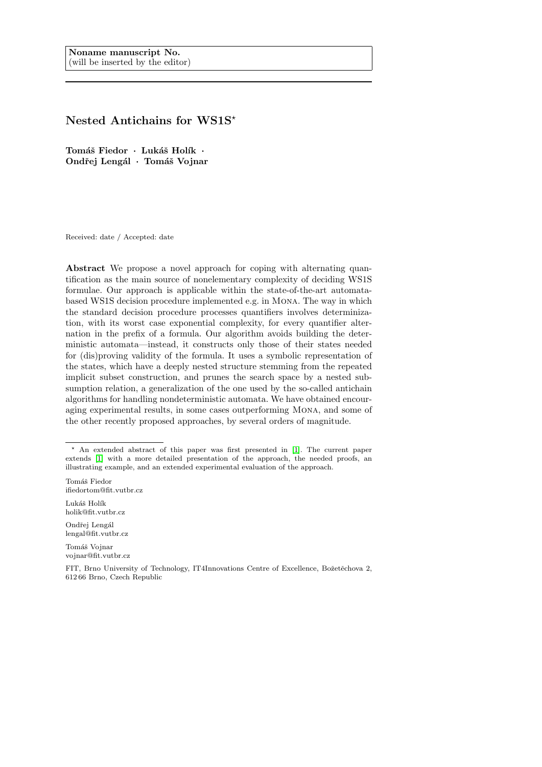Noname manuscript No.
(will be inserted by the editor)

# Nested Antichains for WS1S*

**Tomáš Fiedor · Lukáš Holík · Ondřej Lengál · Tomáš Vojnar**

Received: date / Accepted: date

**Abstract** We propose a novel approach for coping with alternating quantification as the main source of nonelementary complexity of deciding WS1S formulae. Our approach is applicable within the state-of-the-art automata-based WS1S decision procedure implemented e.g. in Mona. The way in which the standard decision procedure processes quantifiers involves determinization, with its worst case exponential complexity, for every quantifier alternation in the prefix of a formula. Our algorithm avoids building the deterministic automata—instead, it constructs only those of their states needed for (dis)proving validity of the formula. It uses a symbolic representation of the states, which have a deeply nested structure stemming from the repeated implicit subset construction, and prunes the search space by a nested subsumption relation, a generalization of the one used by the so-called antichain algorithms for handling nondeterministic automata. We have obtained encouraging experimental results, in some cases outperforming Mona, and some of the other recently proposed approaches, by several orders of magnitude.

---

* An extended abstract of this paper was first presented in [1]. The current paper extends [1] with a more detailed presentation of the approach, the needed proofs, an illustrating example, and an extended experimental evaluation of the approach.

Tomáš Fiedor
ifiedortom@fit.vutbr.cz

Lukáš Holík
holik@fit.vutbr.cz

Ondřej Lengál
lengal@fit.vutbr.cz

Tomáš Vojnar
vojnar@fit.vutbr.cz

FIT, Brno University of Technology, IT4Innovations Centre of Excellence, Božetěchova 2, 612 66 Brno, Czech Republic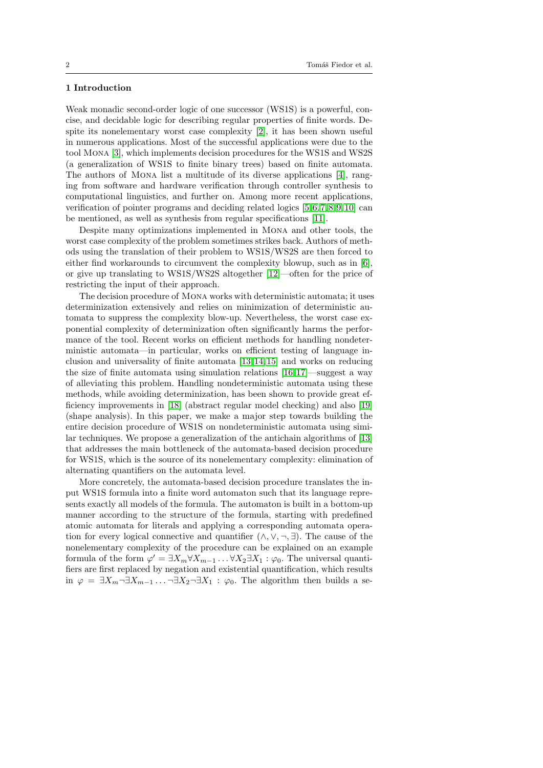## 1 Introduction

Weak monadic second-order logic of one successor (WS1S) is a powerful, concise, and decidable logic for describing regular properties of finite words. Despite its nonelementary worst case complexity [2], it has been shown useful in numerous applications. Most of the successful applications were due to the tool MONA [3], which implements decision procedures for the WS1S and WS2S (a generalization of WS1S to finite binary trees) based on finite automata. The authors of MONA list a multitude of its diverse applications [4], ranging from software and hardware verification through controller synthesis to computational linguistics, and further on. Among more recent applications, verification of pointer programs and deciding related logics [5,6,7,8,9,10] can be mentioned, as well as synthesis from regular specifications [11].

Despite many optimizations implemented in MONA and other tools, the worst case complexity of the problem sometimes strikes back. Authors of methods using the translation of their problem to WS1S/WS2S are then forced to either find workarounds to circumvent the complexity blowup, such as in [6], or give up translating to WS1S/WS2S altogether [12]—often for the price of restricting the input of their approach.

The decision procedure of MONA works with deterministic automata; it uses determinization extensively and relies on minimization of deterministic automata to suppress the complexity blow-up. Nevertheless, the worst case exponential complexity of determinization often significantly harms the performance of the tool. Recent works on efficient methods for handling nondeterministic automata—in particular, works on efficient testing of language inclusion and universality of finite automata [13,14,15] and works on reducing the size of finite automata using simulation relations [16,17]—suggest a way of alleviating this problem. Handling nondeterministic automata using these methods, while avoiding determinization, has been shown to provide great efficiency improvements in [18] (abstract regular model checking) and also [19] (shape analysis). In this paper, we make a major step towards building the entire decision procedure of WS1S on nondeterministic automata using similar techniques. We propose a generalization of the antichain algorithms of [13] that addresses the main bottleneck of the automata-based decision procedure for WS1S, which is the source of its nonelementary complexity: elimination of alternating quantifiers on the automata level.

More concretely, the automata-based decision procedure translates the input WS1S formula into a finite word automaton such that its language represents exactly all models of the formula. The automaton is built in a bottom-up manner according to the structure of the formula, starting with predefined atomic automata for literals and applying a corresponding automata operation for every logical connective and quantifier ($\wedge, \vee, \neg, \exists$). The cause of the nonelementary complexity of the procedure can be explained on an example formula of the form $\varphi' = \exists X_m \forall X_{m-1} \ldots \forall X_2 \exists X_1 : \varphi_0$. The universal quantifiers are first replaced by negation and existential quantification, which results in $\varphi = \exists X_m \neg \exists X_{m-1} \ldots \neg \exists X_2 \neg \exists X_1 : \varphi_0$. The algorithm then builds a se-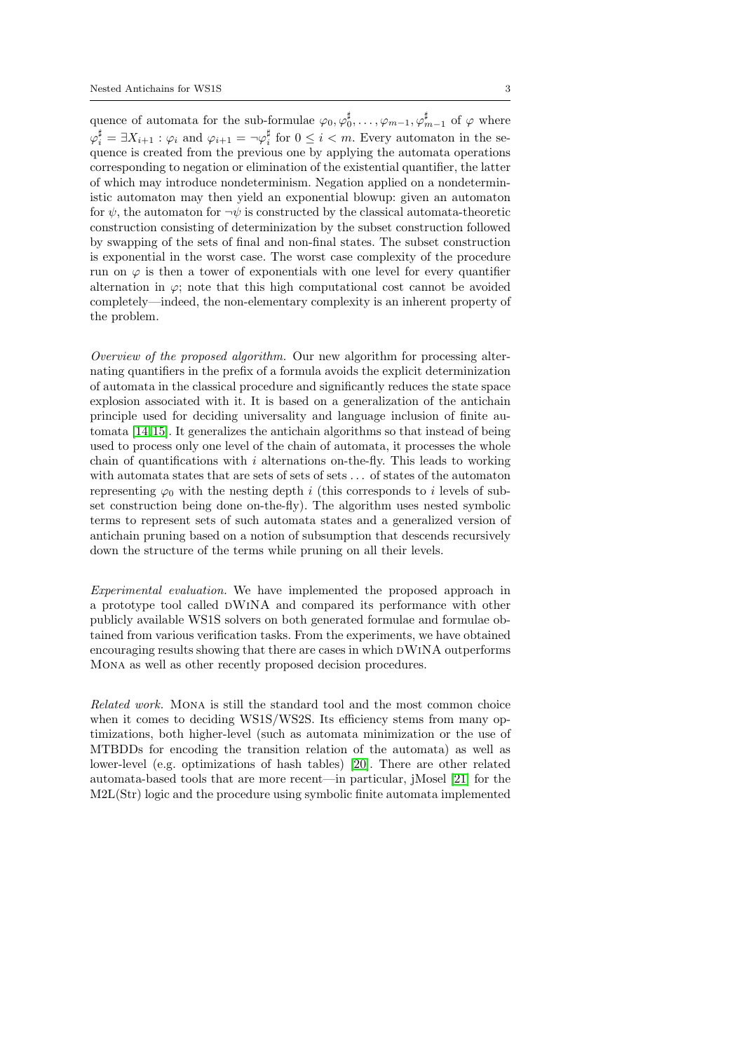quence of automata for the sub-formulae $\varphi_0, \varphi_0^\sharp, \ldots, \varphi_{m-1}, \varphi_{m-1}^\sharp$ of $\varphi$ where $\varphi_i^\sharp = \exists X_{i+1} : \varphi_i$ and $\varphi_{i+1} = \neg\varphi_i^\sharp$ for $0 \leq i < m$. Every automaton in the sequence is created from the previous one by applying the automata operations corresponding to negation or elimination of the existential quantifier, the latter of which may introduce nondeterminism. Negation applied on a nondeterministic automaton may then yield an exponential blowup: given an automaton for $\psi$, the automaton for $\neg\psi$ is constructed by the classical automata-theoretic construction consisting of determinization by the subset construction followed by swapping of the sets of final and non-final states. The subset construction is exponential in the worst case. The worst case complexity of the procedure run on $\varphi$ is then a tower of exponentials with one level for every quantifier alternation in $\varphi$; note that this high computational cost cannot be avoided completely—indeed, the non-elementary complexity is an inherent property of the problem.

*Overview of the proposed algorithm.* Our new algorithm for processing alternating quantifiers in the prefix of a formula avoids the explicit determinization of automata in the classical procedure and significantly reduces the state space explosion associated with it. It is based on a generalization of the antichain principle used for deciding universality and language inclusion of finite automata [14,15]. It generalizes the antichain algorithms so that instead of being used to process only one level of the chain of automata, it processes the whole chain of quantifications with $i$ alternations on-the-fly. This leads to working with automata states that are sets of sets of sets ... of states of the automaton representing $\varphi_0$ with the nesting depth $i$ (this corresponds to $i$ levels of subset construction being done on-the-fly). The algorithm uses nested symbolic terms to represent sets of such automata states and a generalized version of antichain pruning based on a notion of subsumption that descends recursively down the structure of the terms while pruning on all their levels.

*Experimental evaluation.* We have implemented the proposed approach in a prototype tool called dWiNA and compared its performance with other publicly available WS1S solvers on both generated formulae and formulae obtained from various verification tasks. From the experiments, we have obtained encouraging results showing that there are cases in which dWiNA outperforms Mona as well as other recently proposed decision procedures.

*Related work.* Mona is still the standard tool and the most common choice when it comes to deciding WS1S/WS2S. Its efficiency stems from many optimizations, both higher-level (such as automata minimization or the use of MTBDDs for encoding the transition relation of the automata) as well as lower-level (e.g. optimizations of hash tables) [20]. There are other related automata-based tools that are more recent—in particular, jMosel [21] for the M2L(Str) logic and the procedure using symbolic finite automata implemented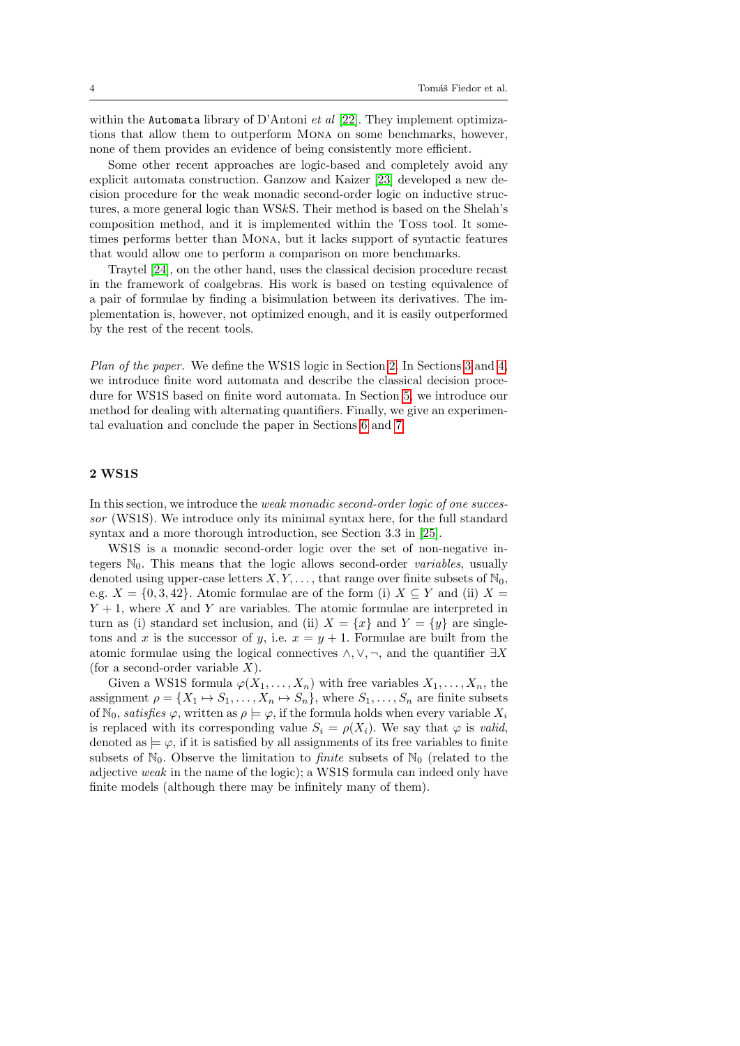within the `Automata` library of D'Antoni *et al* [22]. They implement optimizations that allow them to outperform Mona on some benchmarks, however, none of them provides an evidence of being consistently more efficient.

Some other recent approaches are logic-based and completely avoid any explicit automata construction. Ganzow and Kaizer [23] developed a new decision procedure for the weak monadic second-order logic on inductive structures, a more general logic than WS*k*S. Their method is based on the Shelah's composition method, and it is implemented within the Toss tool. It sometimes performs better than Mona, but it lacks support of syntactic features that would allow one to perform a comparison on more benchmarks.

Traytel [24], on the other hand, uses the classical decision procedure recast in the framework of coalgebras. His work is based on testing equivalence of a pair of formulae by finding a bisimulation between its derivatives. The implementation is, however, not optimized enough, and it is easily outperformed by the rest of the recent tools.

*Plan of the paper.* We define the WS1S logic in Section 2. In Sections 3 and 4, we introduce finite word automata and describe the classical decision procedure for WS1S based on finite word automata. In Section 5, we introduce our method for dealing with alternating quantifiers. Finally, we give an experimental evaluation and conclude the paper in Sections 6 and 7.

## 2 WS1S

In this section, we introduce the *weak monadic second-order logic of one successor* (WS1S). We introduce only its minimal syntax here, for the full standard syntax and a more thorough introduction, see Section 3.3 in [25].

WS1S is a monadic second-order logic over the set of non-negative integers $\mathbb{N}_0$. This means that the logic allows second-order *variables*, usually denoted using upper-case letters $X, Y, \dots$, that range over finite subsets of $\mathbb{N}_0$, e.g. $X = \{0, 3, 42\}$. Atomic formulae are of the form (i) $X \subseteq Y$ and (ii) $X = Y + 1$, where $X$ and $Y$ are variables. The atomic formulae are interpreted in turn as (i) standard set inclusion, and (ii) $X = \{x\}$ and $Y = \{y\}$ are singletons and $x$ is the successor of $y$, i.e. $x = y + 1$. Formulae are built from the atomic formulae using the logical connectives $\wedge, \vee, \neg$, and the quantifier $\exists X$ (for a second-order variable $X$).

Given a WS1S formula $\varphi(X_1, \dots, X_n)$ with free variables $X_1, \dots, X_n$, the assignment $\rho = \{X_1 \mapsto S_1, \dots, X_n \mapsto S_n\}$, where $S_1, \dots, S_n$ are finite subsets of $\mathbb{N}_0$, *satisfies* $\varphi$, written as $\rho \models \varphi$, if the formula holds when every variable $X_i$ is replaced with its corresponding value $S_i = \rho(X_i)$. We say that $\varphi$ is *valid*, denoted as $\models \varphi$, if it is satisfied by all assignments of its free variables to finite subsets of $\mathbb{N}_0$. Observe the limitation to *finite* subsets of $\mathbb{N}_0$ (related to the adjective *weak* in the name of the logic); a WS1S formula can indeed only have finite models (although there may be infinitely many of them).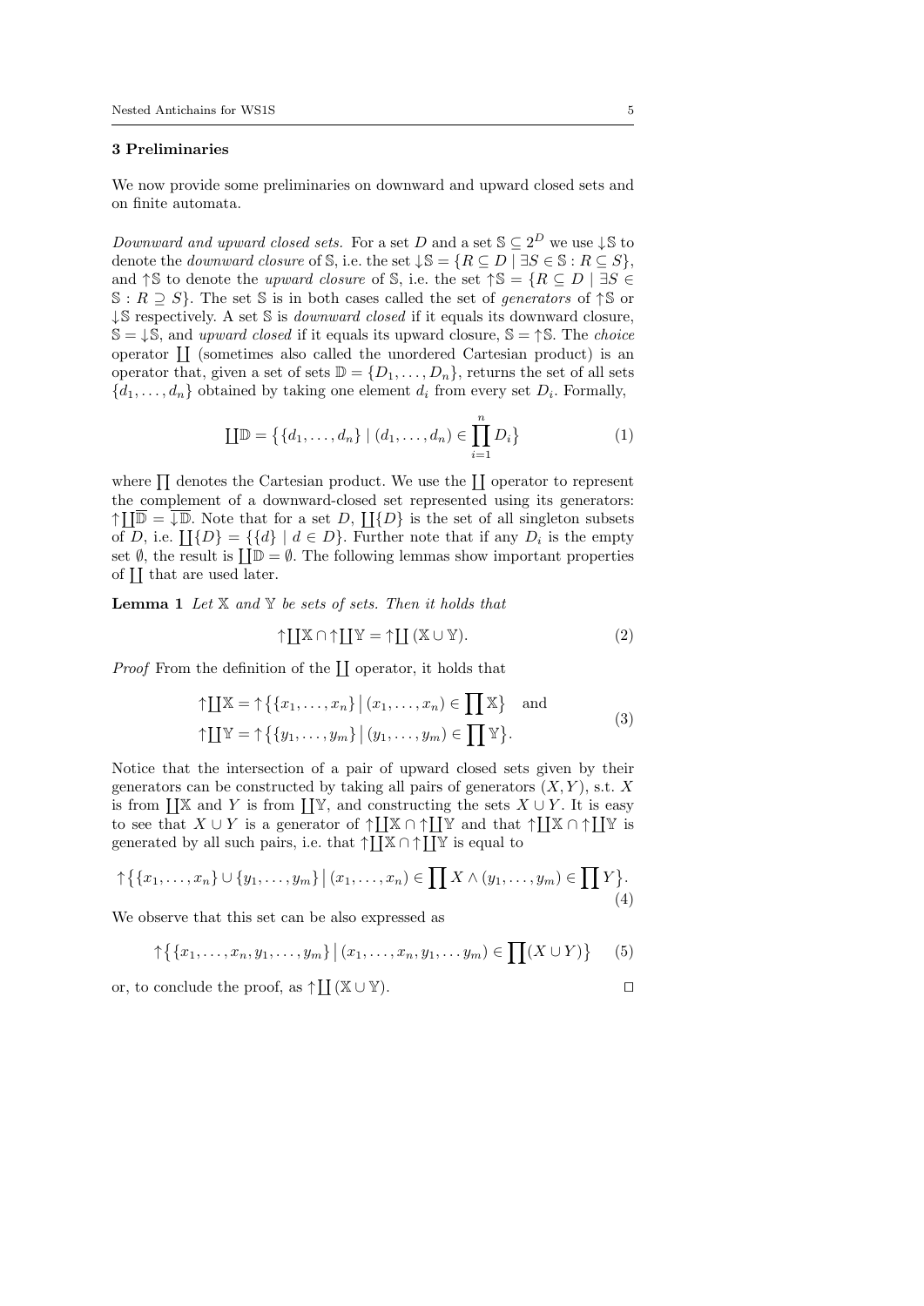## 3 Preliminaries

We now provide some preliminaries on downward and upward closed sets and on finite automata.

*Downward and upward closed sets.* For a set $D$ and a set $\mathbb{S} \subseteq 2^D$ we use $\downarrow\mathbb{S}$ to denote the *downward closure* of $\mathbb{S}$, i.e. the set $\downarrow\mathbb{S} = \{R \subseteq D \mid \exists S \in \mathbb{S} : R \subseteq S\}$, and $\uparrow\mathbb{S}$ to denote the *upward closure* of $\mathbb{S}$, i.e. the set $\uparrow\mathbb{S} = \{R \subseteq D \mid \exists S \in \mathbb{S} : R \supseteq S\}$. The set $\mathbb{S}$ is in both cases called the set of *generators* of $\uparrow\mathbb{S}$ or $\downarrow\mathbb{S}$ respectively. A set $\mathbb{S}$ is *downward closed* if it equals its downward closure, $\mathbb{S} = \downarrow\mathbb{S}$, and *upward closed* if it equals its upward closure, $\mathbb{S} = \uparrow\mathbb{S}$. The *choice* operator $\coprod$ (sometimes also called the unordered Cartesian product) is an operator that, given a set of sets $\mathbb{D} = \{D_1, \ldots, D_n\}$, returns the set of all sets $\{d_1, \ldots, d_n\}$ obtained by taking one element $d_i$ from every set $D_i$. Formally,

$$\coprod\mathbb{D} = \big\{\{d_1, \ldots, d_n\} \mid (d_1, \ldots, d_n) \in \prod_{i=1}^{n} D_i\big\} \tag{1}$$

where $\prod$ denotes the Cartesian product. We use the $\coprod$ operator to represent the complement of a downward-closed set represented using its generators: $\uparrow\coprod\overline{\mathbb{D}} = \overline{\downarrow\mathbb{D}}$. Note that for a set $D$, $\coprod\{D\}$ is the set of all singleton subsets of $D$, i.e. $\coprod\{D\} = \{\{d\} \mid d \in D\}$. Further note that if any $D_i$ is the empty set $\emptyset$, the result is $\coprod\mathbb{D} = \emptyset$. The following lemmas show important properties of $\coprod$ that are used later.

**Lemma 1** *Let $\mathbb{X}$ and $\mathbb{Y}$ be sets of sets. Then it holds that*

$$\uparrow\coprod\mathbb{X} \cap \uparrow\coprod\mathbb{Y} = \uparrow\coprod(\mathbb{X} \cup \mathbb{Y}). \tag{2}$$

*Proof* From the definition of the $\coprod$ operator, it holds that

$$\begin{aligned}
\uparrow\coprod\mathbb{X} &= \uparrow\big\{\{x_1, \ldots, x_n\} \,\big|\, (x_1, \ldots, x_n) \in \prod\mathbb{X}\big\} \quad \text{and} \\
\uparrow\coprod\mathbb{Y} &= \uparrow\big\{\{y_1, \ldots, y_m\} \,\big|\, (y_1, \ldots, y_m) \in \prod\mathbb{Y}\big\}.
\end{aligned} \tag{3}$$

Notice that the intersection of a pair of upward closed sets given by their generators can be constructed by taking all pairs of generators $(X, Y)$, s.t. $X$ is from $\coprod\mathbb{X}$ and $Y$ is from $\coprod\mathbb{Y}$, and constructing the sets $X \cup Y$. It is easy to see that $X \cup Y$ is a generator of $\uparrow\coprod\mathbb{X} \cap \uparrow\coprod\mathbb{Y}$ and that $\uparrow\coprod\mathbb{X} \cap \uparrow\coprod\mathbb{Y}$ is generated by all such pairs, i.e. that $\uparrow\coprod\mathbb{X} \cap \uparrow\coprod\mathbb{Y}$ is equal to

$$\uparrow\big\{\{x_1, \ldots, x_n\} \cup \{y_1, \ldots, y_m\} \,\big|\, (x_1, \ldots, x_n) \in \prod X \wedge (y_1, \ldots, y_m) \in \prod Y\big\}. \tag{4}$$

We observe that this set can be also expressed as

$$\uparrow\big\{\{x_1, \ldots, x_n, y_1, \ldots, y_m\} \,\big|\, (x_1, \ldots, x_n, y_1, \ldots y_m) \in \prod(X \cup Y)\big\} \tag{5}$$

or, to conclude the proof, as $\uparrow\coprod(\mathbb{X} \cup \mathbb{Y})$. $\square$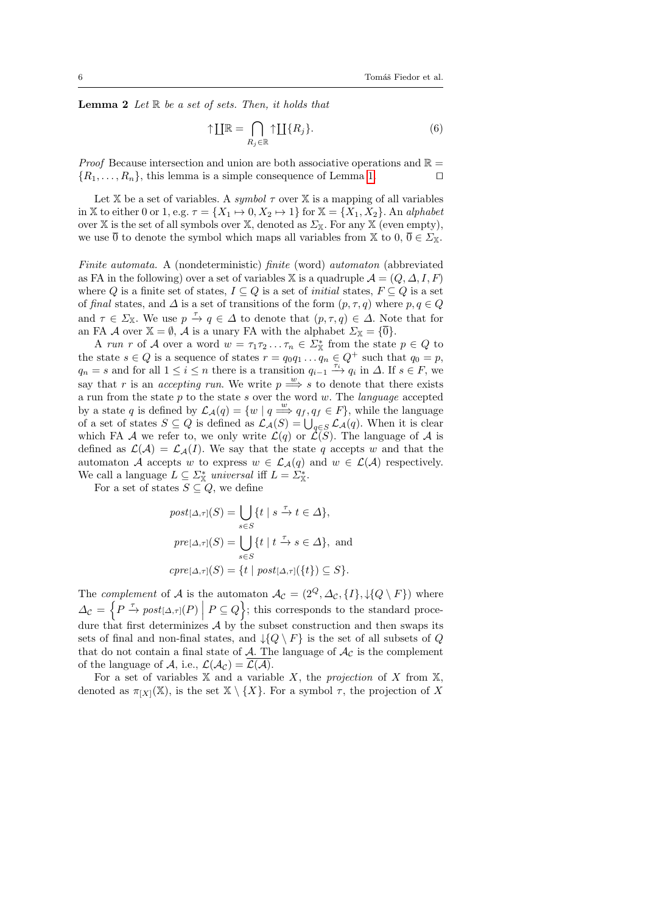**Lemma 2** *Let $\mathbb{R}$ be a set of sets. Then, it holds that*

$$\uparrow\coprod\mathbb{R} = \bigcap_{R_j \in \mathbb{R}} \uparrow\coprod\{R_j\}. \tag{6}$$

*Proof* Because intersection and union are both associative operations and $\mathbb{R} = \{R_1, \ldots, R_n\}$, this lemma is a simple consequence of Lemma 1. $\square$

Let $\mathbb{X}$ be a set of variables. A *symbol* $\tau$ over $\mathbb{X}$ is a mapping of all variables in $\mathbb{X}$ to either 0 or 1, e.g. $\tau = \{X_1 \mapsto 0, X_2 \mapsto 1\}$ for $\mathbb{X} = \{X_1, X_2\}$. An *alphabet* over $\mathbb{X}$ is the set of all symbols over $\mathbb{X}$, denoted as $\Sigma_{\mathbb{X}}$. For any $\mathbb{X}$ (even empty), we use $\overline{0}$ to denote the symbol which maps all variables from $\mathbb{X}$ to 0, $\overline{0} \in \Sigma_{\mathbb{X}}$.

*Finite automata.* A (nondeterministic) *finite* (word) *automaton* (abbreviated as FA in the following) over a set of variables $\mathbb{X}$ is a quadruple $\mathcal{A} = (Q, \Delta, I, F)$ where $Q$ is a finite set of states, $I \subseteq Q$ is a set of *initial* states, $F \subseteq Q$ is a set of *final* states, and $\Delta$ is a set of transitions of the form $(p, \tau, q)$ where $p, q \in Q$ and $\tau \in \Sigma_{\mathbb{X}}$. We use $p \xrightarrow{\tau} q \in \Delta$ to denote that $(p, \tau, q) \in \Delta$. Note that for an FA $\mathcal{A}$ over $\mathbb{X} = \emptyset$, $\mathcal{A}$ is a unary FA with the alphabet $\Sigma_{\mathbb{X}} = \{\overline{0}\}$.

A *run* $r$ of $\mathcal{A}$ over a word $w = \tau_1\tau_2\ldots\tau_n \in \Sigma_{\mathbb{X}}^*$ from the state $p \in Q$ to the state $s \in Q$ is a sequence of states $r = q_0q_1\ldots q_n \in Q^+$ such that $q_0 = p$, $q_n = s$ and for all $1 \leq i \leq n$ there is a transition $q_{i-1} \xrightarrow{\tau_i} q_i$ in $\Delta$. If $s \in F$, we say that $r$ is an *accepting run*. We write $p \overset{w}{\Longrightarrow} s$ to denote that there exists a run from the state $p$ to the state $s$ over the word $w$. The *language* accepted by a state $q$ is defined by $\mathcal{L}_{\mathcal{A}}(q) = \{w \mid q \overset{w}{\Longrightarrow} q_f, q_f \in F\}$, while the language of a set of states $S \subseteq Q$ is defined as $\mathcal{L}_{\mathcal{A}}(S) = \bigcup_{q \in S} \mathcal{L}_{\mathcal{A}}(q)$. When it is clear which FA $\mathcal{A}$ we refer to, we only write $\mathcal{L}(q)$ or $\mathcal{L}(S)$. The language of $\mathcal{A}$ is defined as $\mathcal{L}(\mathcal{A}) = \mathcal{L}_{\mathcal{A}}(I)$. We say that the state $q$ accepts $w$ and that the automaton $\mathcal{A}$ accepts $w$ to express $w \in \mathcal{L}_{\mathcal{A}}(q)$ and $w \in \mathcal{L}(\mathcal{A})$ respectively. We call a language $L \subseteq \Sigma_{\mathbb{X}}^*$ *universal* iff $L = \Sigma_{\mathbb{X}}^*$.

For a set of states $S \subseteq Q$, we define

$$post_{[\Delta,\tau]}(S) = \bigcup_{s \in S} \{t \mid s \xrightarrow{\tau} t \in \Delta\},$$

$$pre_{[\Delta,\tau]}(S) = \bigcup_{s \in S} \{t \mid t \xrightarrow{\tau} s \in \Delta\}, \text{ and}$$

$$cpre_{[\Delta,\tau]}(S) = \{t \mid post_{[\Delta,\tau]}(\{t\}) \subseteq S\}.$$

The *complement* of $\mathcal{A}$ is the automaton $\mathcal{A}_{\mathcal{C}} = (2^Q, \Delta_{\mathcal{C}}, \{I\}, \downarrow\{Q \setminus F\})$ where $\Delta_{\mathcal{C}} = \left\{P \xrightarrow{\tau} post_{[\Delta,\tau]}(P) \;\middle|\; P \subseteq Q\right\}$; this corresponds to the standard procedure that first determinizes $\mathcal{A}$ by the subset construction and then swaps its sets of final and non-final states, and $\downarrow\{Q \setminus F\}$ is the set of all subsets of $Q$ that do not contain a final state of $\mathcal{A}$. The language of $\mathcal{A}_{\mathcal{C}}$ is the complement of the language of $\mathcal{A}$, i.e., $\mathcal{L}(\mathcal{A}_{\mathcal{C}}) = \overline{\mathcal{L}(\mathcal{A})}$.

For a set of variables $\mathbb{X}$ and a variable $X$, the *projection* of $X$ from $\mathbb{X}$, denoted as $\pi_{[X]}(\mathbb{X})$, is the set $\mathbb{X} \setminus \{X\}$. For a symbol $\tau$, the projection of $X$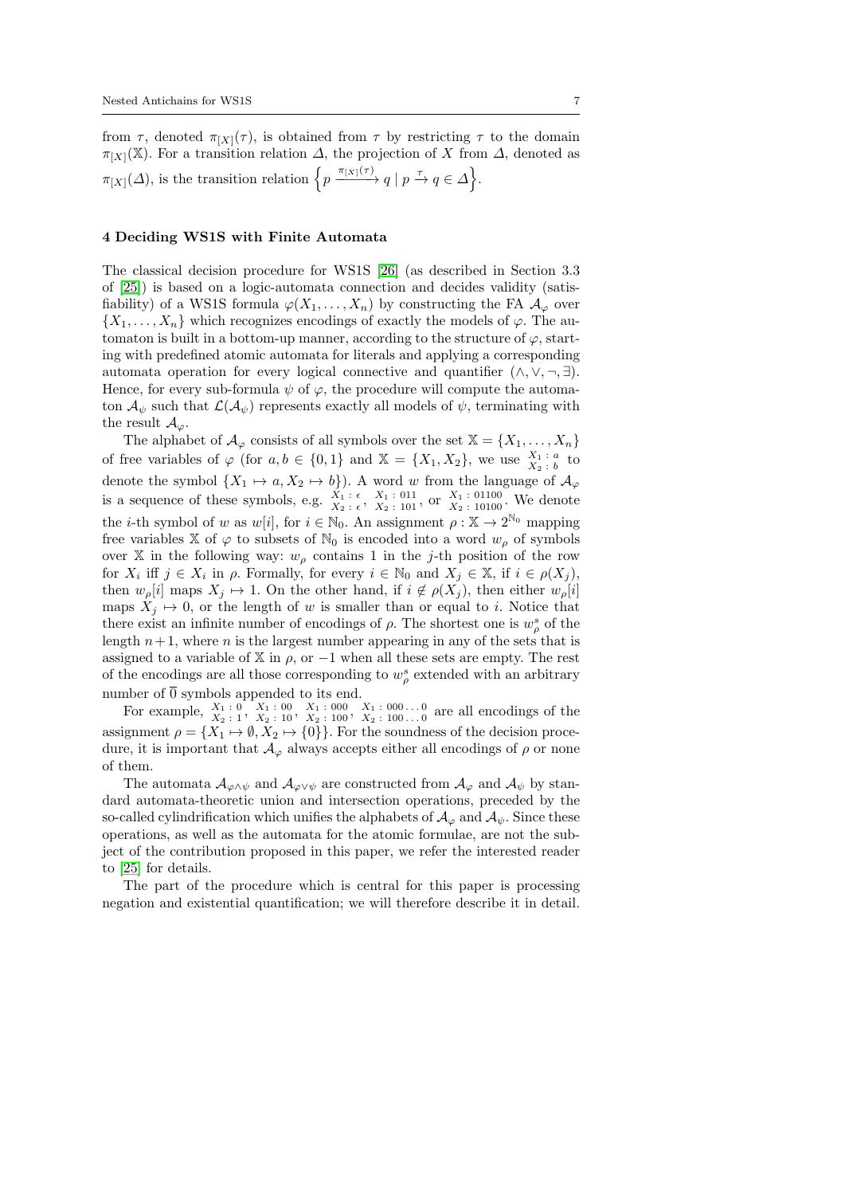from $\tau$, denoted $\pi_{[X]}(\tau)$, is obtained from $\tau$ by restricting $\tau$ to the domain $\pi_{[X]}(\mathbb{X})$. For a transition relation $\Delta$, the projection of $X$ from $\Delta$, denoted as $\pi_{[X]}(\Delta)$, is the transition relation $\left\{ p \xrightarrow{\pi_{[X]}(\tau)} q \mid p \xrightarrow{\tau} q \in \Delta \right\}$.

## 4 Deciding WS1S with Finite Automata

The classical decision procedure for WS1S [26] (as described in Section 3.3 of [25]) is based on a logic-automata connection and decides validity (satisfiability) of a WS1S formula $\varphi(X_1, \ldots, X_n)$ by constructing the FA $\mathcal{A}_\varphi$ over $\{X_1, \ldots, X_n\}$ which recognizes encodings of exactly the models of $\varphi$. The automaton is built in a bottom-up manner, according to the structure of $\varphi$, starting with predefined atomic automata for literals and applying a corresponding automata operation for every logical connective and quantifier ($\wedge, \vee, \neg, \exists$). Hence, for every sub-formula $\psi$ of $\varphi$, the procedure will compute the automaton $\mathcal{A}_\psi$ such that $\mathcal{L}(\mathcal{A}_\psi)$ represents exactly all models of $\psi$, terminating with the result $\mathcal{A}_\varphi$.

The alphabet of $\mathcal{A}_\varphi$ consists of all symbols over the set $\mathbb{X} = \{X_1, \ldots, X_n\}$ of free variables of $\varphi$ (for $a, b \in \{0, 1\}$ and $\mathbb{X} = \{X_1, X_2\}$, we use $\substack{X_1 : a \\ X_2 : b}$ to denote the symbol $\{X_1 \mapsto a, X_2 \mapsto b\}$). A word $w$ from the language of $\mathcal{A}_\varphi$ is a sequence of these symbols, e.g. $\substack{X_1 : \epsilon \\ X_2 : \epsilon}$, $\substack{X_1 : 011 \\ X_2 : 101}$, or $\substack{X_1 : 01100 \\ X_2 : 10100}$. We denote the $i$-th symbol of $w$ as $w[i]$, for $i \in \mathbb{N}_0$. An assignment $\rho : \mathbb{X} \to 2^{\mathbb{N}_0}$ mapping free variables $\mathbb{X}$ of $\varphi$ to subsets of $\mathbb{N}_0$ is encoded into a word $w_\rho$ of symbols over $\mathbb{X}$ in the following way: $w_\rho$ contains 1 in the $j$-th position of the row for $X_i$ iff $j \in X_i$ in $\rho$. Formally, for every $i \in \mathbb{N}_0$ and $X_j \in \mathbb{X}$, if $i \in \rho(X_j)$, then $w_\rho[i]$ maps $X_j \mapsto 1$. On the other hand, if $i \notin \rho(X_j)$, then either $w_\rho[i]$ maps $X_j \mapsto 0$, or the length of $w$ is smaller than or equal to $i$. Notice that there exist an infinite number of encodings of $\rho$. The shortest one is $w^s_\rho$ of the length $n+1$, where $n$ is the largest number appearing in any of the sets that is assigned to a variable of $\mathbb{X}$ in $\rho$, or $-1$ when all these sets are empty. The rest of the encodings are all those corresponding to $w^s_\rho$ extended with an arbitrary number of $\overline{0}$ symbols appended to its end.

For example, $\substack{X_1 : 0 \\ X_2 : 1}$, $\substack{X_1 : 00 \\ X_2 : 10}$, $\substack{X_1 : 000 \\ X_2 : 100}$, $\substack{X_1 : 000 \ldots 0 \\ X_2 : 100 \ldots 0}$ are all encodings of the assignment $\rho = \{X_1 \mapsto \emptyset, X_2 \mapsto \{0\}\}$. For the soundness of the decision procedure, it is important that $\mathcal{A}_\varphi$ always accepts either all encodings of $\rho$ or none of them.

The automata $\mathcal{A}_{\varphi \wedge \psi}$ and $\mathcal{A}_{\varphi \vee \psi}$ are constructed from $\mathcal{A}_\varphi$ and $\mathcal{A}_\psi$ by standard automata-theoretic union and intersection operations, preceded by the so-called cylindrification which unifies the alphabets of $\mathcal{A}_\varphi$ and $\mathcal{A}_\psi$. Since these operations, as well as the automata for the atomic formulae, are not the subject of the contribution proposed in this paper, we refer the interested reader to [25] for details.

The part of the procedure which is central for this paper is processing negation and existential quantification; we will therefore describe it in detail.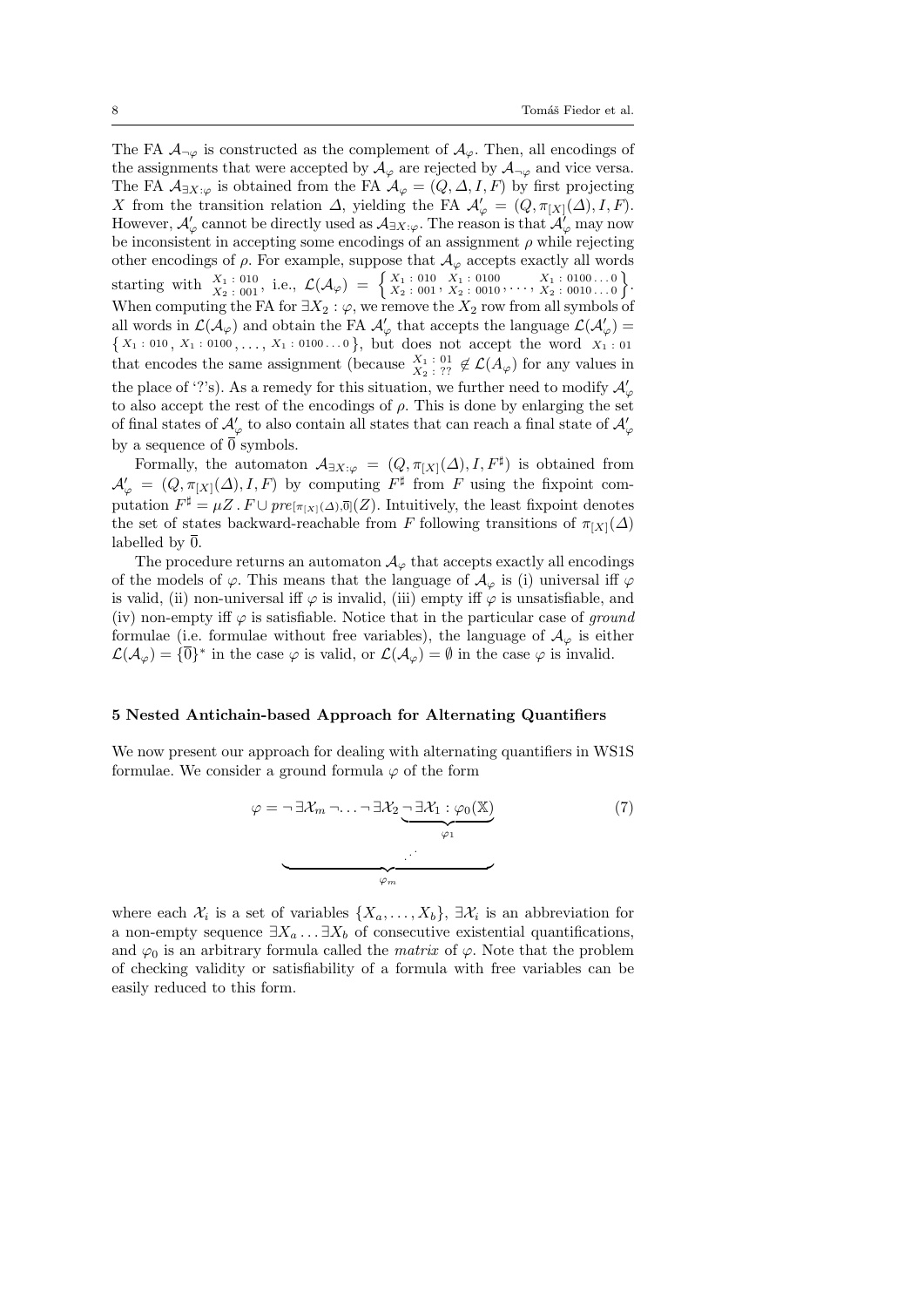The FA $\mathcal{A}_{\neg\varphi}$ is constructed as the complement of $\mathcal{A}_\varphi$. Then, all encodings of the assignments that were accepted by $\mathcal{A}_\varphi$ are rejected by $\mathcal{A}_{\neg\varphi}$ and vice versa. The FA $\mathcal{A}_{\exists X:\varphi}$ is obtained from the FA $\mathcal{A}_\varphi = (Q, \Delta, I, F)$ by first projecting $X$ from the transition relation $\Delta$, yielding the FA $\mathcal{A}'_\varphi = (Q, \pi_{[X]}(\Delta), I, F)$. However, $\mathcal{A}'_\varphi$ cannot be directly used as $\mathcal{A}_{\exists X:\varphi}$. The reason is that $\mathcal{A}'_\varphi$ may now be inconsistent in accepting some encodings of an assignment $\rho$ while rejecting other encodings of $\rho$. For example, suppose that $\mathcal{A}_\varphi$ accepts exactly all words starting with $\substack{X_1:010\\X_2:001}$, i.e., $\mathcal{L}(\mathcal{A}_\varphi) = \left\{ \substack{X_1:010\\X_2:001}, \substack{X_1:0100\\X_2:0010}, \ldots, \substack{X_1:0100\ldots0\\X_2:0010\ldots0} \right\}$. When computing the FA for $\exists X_2 : \varphi$, we remove the $X_2$ row from all symbols of all words in $\mathcal{L}(\mathcal{A}_\varphi)$ and obtain the FA $\mathcal{A}'_\varphi$ that accepts the language $\mathcal{L}(\mathcal{A}'_\varphi) = \{ X_1:010, X_1:0100, \ldots, X_1:0100\ldots0 \}$, but does not accept the word $X_1:01$ that encodes the same assignment (because $\substack{X_1:01\\X_2:??} \notin \mathcal{L}(A_\varphi)$ for any values in the place of '?'s). As a remedy for this situation, we further need to modify $\mathcal{A}'_\varphi$ to also accept the rest of the encodings of $\rho$. This is done by enlarging the set of final states of $\mathcal{A}'_\varphi$ to also contain all states that can reach a final state of $\mathcal{A}'_\varphi$ by a sequence of $\overline{0}$ symbols.

Formally, the automaton $\mathcal{A}_{\exists X:\varphi} = (Q, \pi_{[X]}(\Delta), I, F^\sharp)$ is obtained from $\mathcal{A}'_\varphi = (Q, \pi_{[X]}(\Delta), I, F)$ by computing $F^\sharp$ from $F$ using the fixpoint computation $F^\sharp = \mu Z \,.\, F \cup pre_{[\pi_{[X]}(\Delta), \overline{0}]}(Z)$. Intuitively, the least fixpoint denotes the set of states backward-reachable from $F$ following transitions of $\pi_{[X]}(\Delta)$ labelled by $\overline{0}$.

The procedure returns an automaton $\mathcal{A}_\varphi$ that accepts exactly all encodings of the models of $\varphi$. This means that the language of $\mathcal{A}_\varphi$ is (i) universal iff $\varphi$ is valid, (ii) non-universal iff $\varphi$ is invalid, (iii) empty iff $\varphi$ is unsatisfiable, and (iv) non-empty iff $\varphi$ is satisfiable. Notice that in the particular case of *ground* formulae (i.e. formulae without free variables), the language of $\mathcal{A}_\varphi$ is either $\mathcal{L}(\mathcal{A}_\varphi) = \{\overline{0}\}^*$ in the case $\varphi$ is valid, or $\mathcal{L}(\mathcal{A}_\varphi) = \emptyset$ in the case $\varphi$ is invalid.

## 5 Nested Antichain-based Approach for Alternating Quantifiers

We now present our approach for dealing with alternating quantifiers in WS1S formulae. We consider a ground formula $\varphi$ of the form

$$\varphi = \underbrace{\neg\exists\mathcal{X}_m \neg \ldots \neg\exists\mathcal{X}_2 \underbrace{\neg\exists\mathcal{X}_1 : \varphi_0(\mathbb{X})}_{\varphi_1}}_{\varphi_m} \tag{7}$$

where each $\mathcal{X}_i$ is a set of variables $\{X_a, \ldots, X_b\}$, $\exists\mathcal{X}_i$ is an abbreviation for a non-empty sequence $\exists X_a \ldots \exists X_b$ of consecutive existential quantifications, and $\varphi_0$ is an arbitrary formula called the *matrix* of $\varphi$. Note that the problem of checking validity or satisfiability of a formula with free variables can be easily reduced to this form.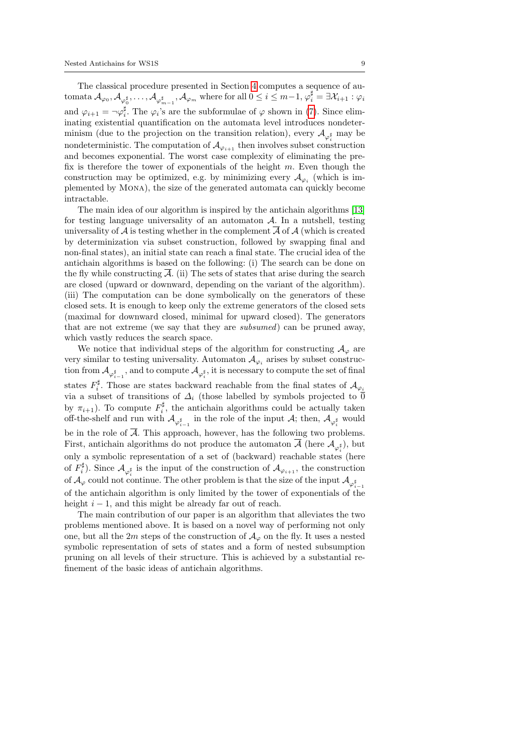The classical procedure presented in Section 4 computes a sequence of automata $\mathcal{A}_{\varphi_0}, \mathcal{A}_{\varphi_0^\sharp}, \ldots, \mathcal{A}_{\varphi_{m-1}^\sharp}, \mathcal{A}_{\varphi_m}$ where for all $0 \leq i \leq m-1$, $\varphi_i^\sharp = \exists \mathcal{X}_{i+1} : \varphi_i$ and $\varphi_{i+1} = \neg\varphi_i^\sharp$. The $\varphi_i$'s are the subformulae of $\varphi$ shown in (7). Since eliminating existential quantification on the automata level introduces nondeterminism (due to the projection on the transition relation), every $\mathcal{A}_{\varphi_i^\sharp}$ may be nondeterministic. The computation of $\mathcal{A}_{\varphi_{i+1}}$ then involves subset construction and becomes exponential. The worst case complexity of eliminating the prefix is therefore the tower of exponentials of the height $m$. Even though the construction may be optimized, e.g. by minimizing every $\mathcal{A}_{\varphi_i}$ (which is implemented by Mona), the size of the generated automata can quickly become intractable.

The main idea of our algorithm is inspired by the antichain algorithms [13] for testing language universality of an automaton $\mathcal{A}$. In a nutshell, testing universality of $\mathcal{A}$ is testing whether in the complement $\overline{\mathcal{A}}$ of $\mathcal{A}$ (which is created by determinization via subset construction, followed by swapping final and non-final states), an initial state can reach a final state. The crucial idea of the antichain algorithms is based on the following: (i) The search can be done on the fly while constructing $\overline{\mathcal{A}}$. (ii) The sets of states that arise during the search are closed (upward or downward, depending on the variant of the algorithm). (iii) The computation can be done symbolically on the generators of these closed sets. It is enough to keep only the extreme generators of the closed sets (maximal for downward closed, minimal for upward closed). The generators that are not extreme (we say that they are *subsumed*) can be pruned away, which vastly reduces the search space.

We notice that individual steps of the algorithm for constructing $\mathcal{A}_\varphi$ are very similar to testing universality. Automaton $\mathcal{A}_{\varphi_i}$ arises by subset construction from $\mathcal{A}_{\varphi_{i-1}^\sharp}$, and to compute $\mathcal{A}_{\varphi_i^\sharp}$, it is necessary to compute the set of final states $F_i^\sharp$. Those are states backward reachable from the final states of $\mathcal{A}_{\varphi_i}$ via a subset of transitions of $\Delta_i$ (those labelled by symbols projected to $\overline{0}$ by $\pi_{i+1}$). To compute $F_i^\sharp$, the antichain algorithms could be actually taken off-the-shelf and run with $\mathcal{A}_{\varphi_{i-1}^\sharp}$ in the role of the input $\mathcal{A}$; then, $\mathcal{A}_{\varphi_i^\sharp}$ would be in the role of $\overline{\mathcal{A}}$. This approach, however, has the following two problems. First, antichain algorithms do not produce the automaton $\overline{\mathcal{A}}$ (here $\mathcal{A}_{\varphi_i^\sharp}$), but only a symbolic representation of a set of (backward) reachable states (here of $F_i^\sharp$). Since $\mathcal{A}_{\varphi_i^\sharp}$ is the input of the construction of $\mathcal{A}_{\varphi_{i+1}}$, the construction of $\mathcal{A}_\varphi$ could not continue. The other problem is that the size of the input $\mathcal{A}_{\varphi_{i-1}^\sharp}$ of the antichain algorithm is only limited by the tower of exponentials of the height $i-1$, and this might be already far out of reach.

The main contribution of our paper is an algorithm that alleviates the two problems mentioned above. It is based on a novel way of performing not only one, but all the $2m$ steps of the construction of $\mathcal{A}_\varphi$ on the fly. It uses a nested symbolic representation of sets of states and a form of nested subsumption pruning on all levels of their structure. This is achieved by a substantial refinement of the basic ideas of antichain algorithms.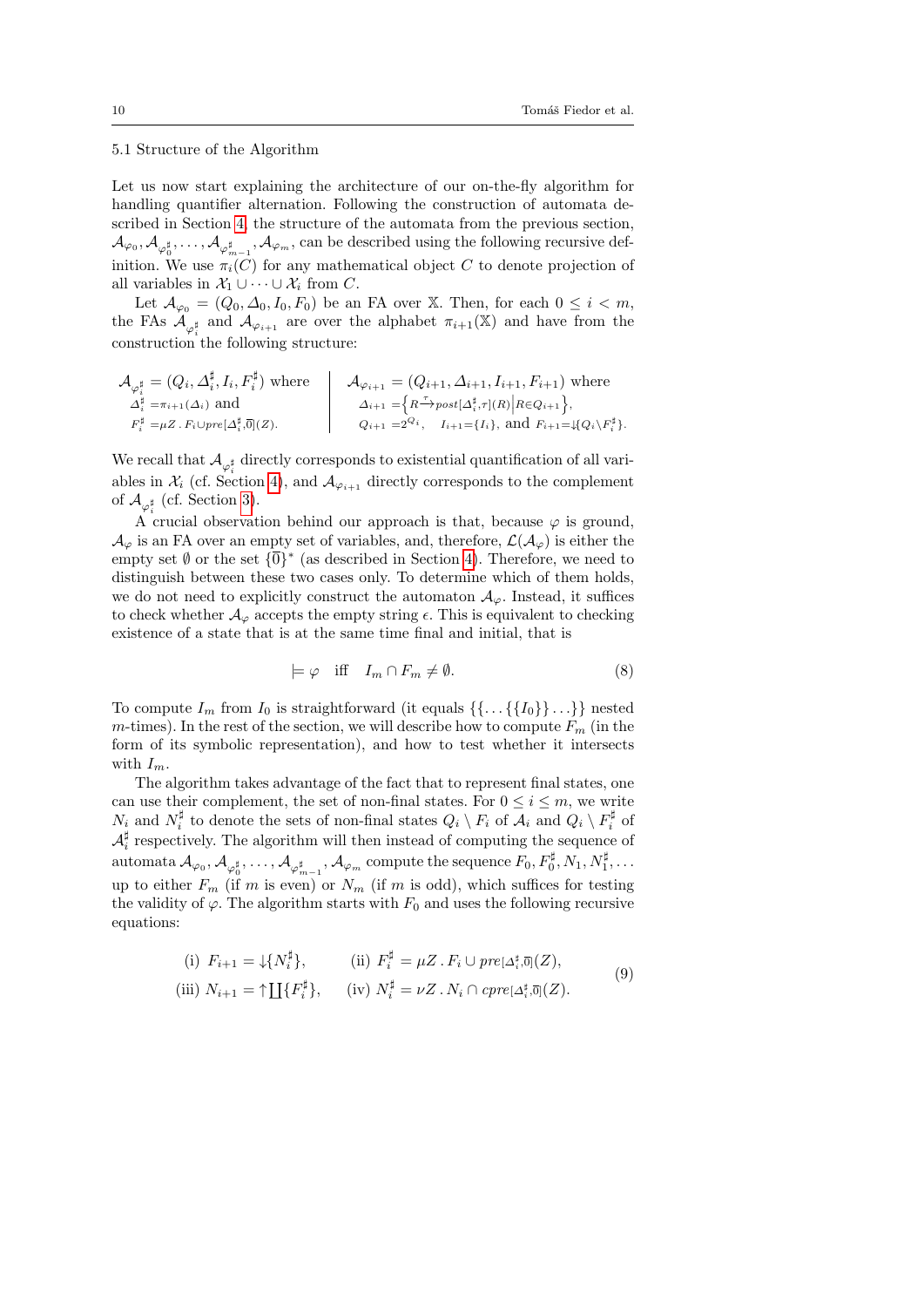### 5.1 Structure of the Algorithm

Let us now start explaining the architecture of our on-the-fly algorithm for handling quantifier alternation. Following the construction of automata described in Section 4, the structure of the automata from the previous section, $\mathcal{A}_{\varphi_0}, \mathcal{A}_{\varphi_0^\sharp}, \ldots, \mathcal{A}_{\varphi_{m-1}^\sharp}, \mathcal{A}_{\varphi_m}$, can be described using the following recursive definition. We use $\pi_i(C)$ for any mathematical object $C$ to denote projection of all variables in $\mathcal{X}_1 \cup \cdots \cup \mathcal{X}_i$ from $C$.

Let $\mathcal{A}_{\varphi_0} = (Q_0, \Delta_0, I_0, F_0)$ be an FA over $\mathbb{X}$. Then, for each $0 \leq i < m$, the FAs $\mathcal{A}_{\varphi_i^\sharp}$ and $\mathcal{A}_{\varphi_{i+1}}$ are over the alphabet $\pi_{i+1}(\mathbb{X})$ and have from the construction the following structure:

$$
\begin{array}{l|l}
\mathcal{A}_{\varphi_i^\sharp} = (Q_i, \Delta_i^\sharp, I_i, F_i^\sharp) \text{ where} & \mathcal{A}_{\varphi_{i+1}} = (Q_{i+1}, \Delta_{i+1}, I_{i+1}, F_{i+1}) \text{ where} \\
\quad \Delta_i^\sharp = \pi_{i+1}(\Delta_i) \text{ and} & \quad \Delta_{i+1} = \left\{ R \xrightarrow{\tau} post[\Delta_i^\sharp, \tau](R) \,\middle|\, R \in Q_{i+1} \right\}, \\
\quad F_i^\sharp = \mu Z \,.\, F_i \cup pre[\Delta_i^\sharp, \bar{0}](Z). & \quad Q_{i+1} = 2^{Q_i}, \quad I_{i+1} = \{I_i\}, \text{ and } F_{i+1} = \downarrow\!\{Q_i \setminus F_i^\sharp\}.
\end{array}
$$

We recall that $\mathcal{A}_{\varphi_i^\sharp}$ directly corresponds to existential quantification of all variables in $\mathcal{X}_i$ (cf. Section 4), and $\mathcal{A}_{\varphi_{i+1}}$ directly corresponds to the complement of $\mathcal{A}_{\varphi_i^\sharp}$ (cf. Section 3).

A crucial observation behind our approach is that, because $\varphi$ is ground, $\mathcal{A}_\varphi$ is an FA over an empty set of variables, and, therefore, $\mathcal{L}(\mathcal{A}_\varphi)$ is either the empty set $\emptyset$ or the set $\{\bar{0}\}^*$ (as described in Section 4). Therefore, we need to distinguish between these two cases only. To determine which of them holds, we do not need to explicitly construct the automaton $\mathcal{A}_\varphi$. Instead, it suffices to check whether $\mathcal{A}_\varphi$ accepts the empty string $\epsilon$. This is equivalent to checking existence of a state that is at the same time final and initial, that is

$$
\models \varphi \quad \text{iff} \quad I_m \cap F_m \neq \emptyset. \tag{8}
$$

To compute $I_m$ from $I_0$ is straightforward (it equals $\{\{\ldots\{\{I_0\}\}\ldots\}\}$ nested $m$-times). In the rest of the section, we will describe how to compute $F_m$ (in the form of its symbolic representation), and how to test whether it intersects with $I_m$.

The algorithm takes advantage of the fact that to represent final states, one can use their complement, the set of non-final states. For $0 \leq i \leq m$, we write $N_i$ and $N_i^\sharp$ to denote the sets of non-final states $Q_i \setminus F_i$ of $\mathcal{A}_i$ and $Q_i \setminus F_i^\sharp$ of $\mathcal{A}_i^\sharp$ respectively. The algorithm will then instead of computing the sequence of automata $\mathcal{A}_{\varphi_0}, \mathcal{A}_{\varphi_0^\sharp}, \ldots, \mathcal{A}_{\varphi_{m-1}^\sharp}, \mathcal{A}_{\varphi_m}$ compute the sequence $F_0, F_0^\sharp, N_1, N_1^\sharp, \ldots$ up to either $F_m$ (if $m$ is even) or $N_m$ (if $m$ is odd), which suffices for testing the validity of $\varphi$. The algorithm starts with $F_0$ and uses the following recursive equations:

$$
\begin{array}{ll}
\text{(i)} \;\; F_{i+1} = \downarrow\!\{N_i^\sharp\}, & \text{(ii)} \;\; F_i^\sharp = \mu Z \,.\, F_i \cup pre[\Delta_i^\sharp, \bar{0}](Z), \\
\text{(iii)} \;\; N_{i+1} = \uparrow\!\coprod\{F_i^\sharp\}, & \text{(iv)} \;\; N_i^\sharp = \nu Z \,.\, N_i \cap cpre[\Delta_i^\sharp, \bar{0}](Z).
\end{array} \tag{9}
$$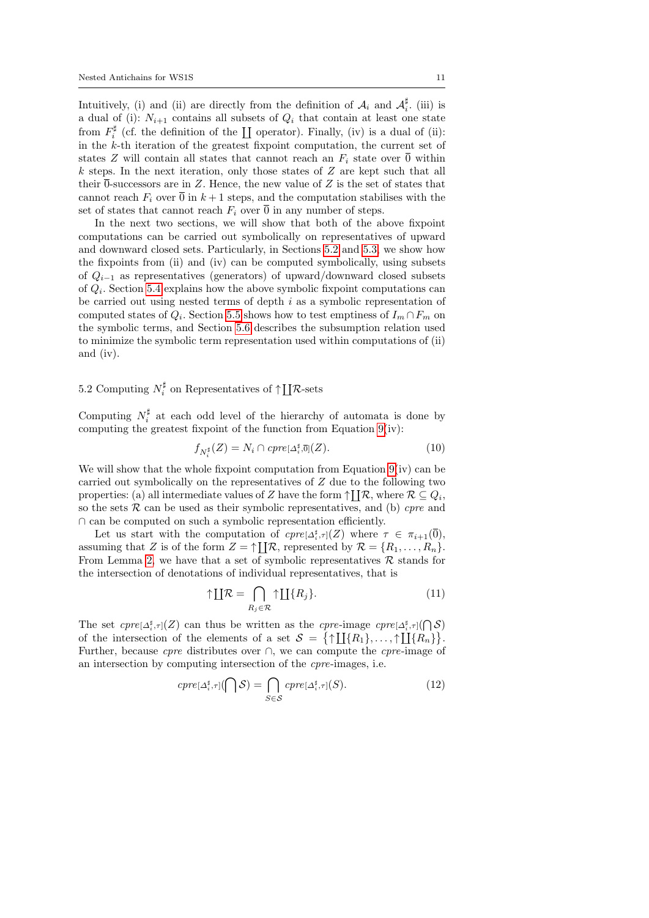Intuitively, (i) and (ii) are directly from the definition of $\mathcal{A}_i$ and $\mathcal{A}_i^\sharp$. (iii) is a dual of (i): $N_{i+1}$ contains all subsets of $Q_i$ that contain at least one state from $F_i^\sharp$ (cf. the definition of the $\coprod$ operator). Finally, (iv) is a dual of (ii): in the $k$-th iteration of the greatest fixpoint computation, the current set of states $Z$ will contain all states that cannot reach an $F_i$ state over $\overline{0}$ within $k$ steps. In the next iteration, only those states of $Z$ are kept such that all their $\overline{0}$-successors are in $Z$. Hence, the new value of $Z$ is the set of states that cannot reach $F_i$ over $\overline{0}$ in $k+1$ steps, and the computation stabilises with the set of states that cannot reach $F_i$ over $\overline{0}$ in any number of steps.

In the next two sections, we will show that both of the above fixpoint computations can be carried out symbolically on representatives of upward and downward closed sets. Particularly, in Sections 5.2 and 5.3, we show how the fixpoints from (ii) and (iv) can be computed symbolically, using subsets of $Q_{i-1}$ as representatives (generators) of upward/downward closed subsets of $Q_i$. Section 5.4 explains how the above symbolic fixpoint computations can be carried out using nested terms of depth $i$ as a symbolic representation of computed states of $Q_i$. Section 5.5 shows how to test emptiness of $I_m \cap F_m$ on the symbolic terms, and Section 5.6 describes the subsumption relation used to minimize the symbolic term representation used within computations of (ii) and (iv).

## 5.2 Computing $N_i^\sharp$ on Representatives of $\uparrow\coprod\mathcal{R}$-sets

Computing $N_i^\sharp$ at each odd level of the hierarchy of automata is done by computing the greatest fixpoint of the function from Equation 9(iv):

$$f_{N_i^\sharp}(Z) = N_i \cap cpre_{[\Delta_i^\sharp,\overline{0}]}(Z). \tag{10}$$

We will show that the whole fixpoint computation from Equation 9(iv) can be carried out symbolically on the representatives of $Z$ due to the following two properties: (a) all intermediate values of $Z$ have the form $\uparrow\coprod\mathcal{R}$, where $\mathcal{R} \subseteq Q_i$, so the sets $\mathcal{R}$ can be used as their symbolic representatives, and (b) *cpre* and $\cap$ can be computed on such a symbolic representation efficiently.

Let us start with the computation of $cpre_{[\Delta_i^\sharp,\tau]}(Z)$ where $\tau \in \pi_{i+1}(\overline{0})$, assuming that $Z$ is of the form $Z = \uparrow\coprod\mathcal{R}$, represented by $\mathcal{R} = \{R_1, \ldots, R_n\}$. From Lemma 2, we have that a set of symbolic representatives $\mathcal{R}$ stands for the intersection of denotations of individual representatives, that is

$$\uparrow\coprod\mathcal{R} = \bigcap_{R_j \in \mathcal{R}} \uparrow\coprod\{R_j\}. \tag{11}$$

The set $cpre_{[\Delta_i^\sharp,\tau]}(Z)$ can thus be written as the *cpre*-image $cpre_{[\Delta_i^\sharp,\tau]}(\bigcap\mathcal{S})$ of the intersection of the elements of a set $\mathcal{S} = \{\uparrow\coprod\{R_1\}, \ldots, \uparrow\coprod\{R_n\}\}$. Further, because *cpre* distributes over $\cap$, we can compute the *cpre*-image of an intersection by computing intersection of the *cpre*-images, i.e.

$$cpre_{[\Delta_i^\sharp,\tau]}(\bigcap\mathcal{S}) = \bigcap_{S \in \mathcal{S}} cpre_{[\Delta_i^\sharp,\tau]}(S). \tag{12}$$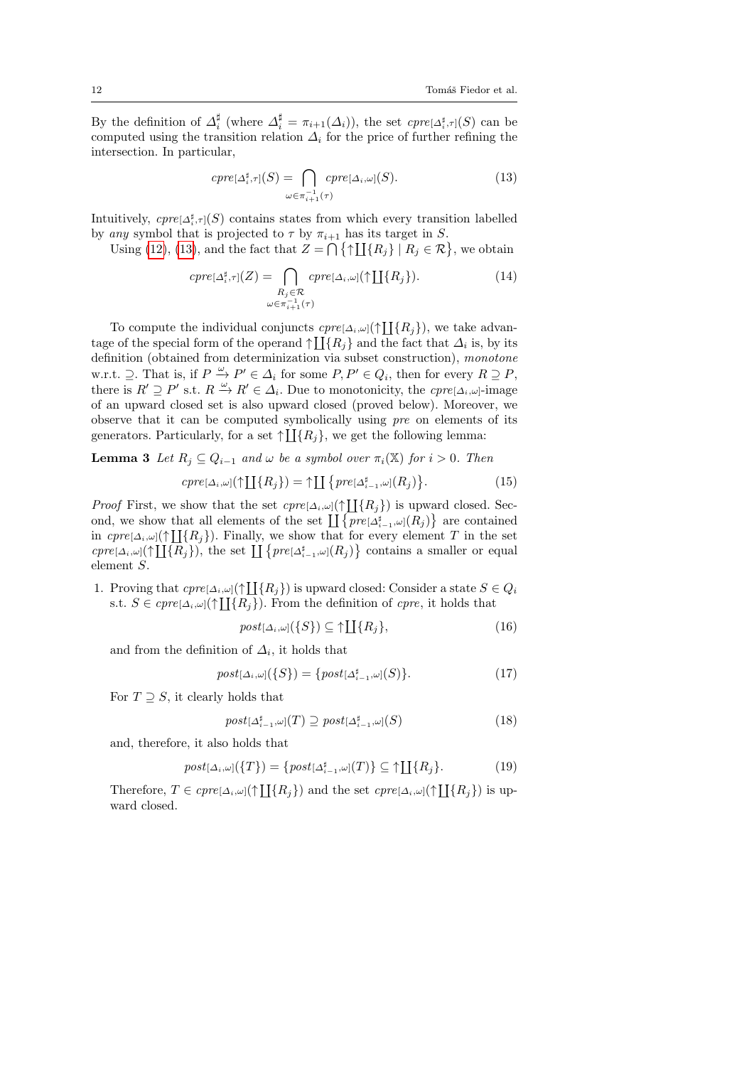By the definition of $\Delta_i^\sharp$ (where $\Delta_i^\sharp = \pi_{i+1}(\Delta_i)$), the set $cpre_{[\Delta_i^\sharp,\tau]}(S)$ can be computed using the transition relation $\Delta_i$ for the price of further refining the intersection. In particular,

$$cpre_{[\Delta_i^\sharp,\tau]}(S) = \bigcap_{\omega \in \pi_{i+1}^{-1}(\tau)} cpre_{[\Delta_i,\omega]}(S). \tag{13}$$

Intuitively, $cpre_{[\Delta_i^\sharp,\tau]}(S)$ contains states from which every transition labelled by *any* symbol that is projected to $\tau$ by $\pi_{i+1}$ has its target in $S$.

Using (12), (13), and the fact that $Z = \bigcap \{\uparrow\coprod\{R_j\} \mid R_j \in \mathcal{R}\}$, we obtain

$$cpre_{[\Delta_i^\sharp,\tau]}(Z) = \bigcap_{\substack{R_j \in \mathcal{R} \\ \omega \in \pi_{i+1}^{-1}(\tau)}} cpre_{[\Delta_i,\omega]}(\uparrow\coprod\{R_j\}). \tag{14}$$

To compute the individual conjuncts $cpre_{[\Delta_i,\omega]}(\uparrow\coprod\{R_j\})$, we take advantage of the special form of the operand $\uparrow\coprod\{R_j\}$ and the fact that $\Delta_i$ is, by its definition (obtained from determinization via subset construction), *monotone* w.r.t. $\supseteq$. That is, if $P \xrightarrow{\omega} P' \in \Delta_i$ for some $P, P' \in Q_i$, then for every $R \supseteq P$, there is $R' \supseteq P'$ s.t. $R \xrightarrow{\omega} R' \in \Delta_i$. Due to monotonicity, the $cpre_{[\Delta_i,\omega]}$-image of an upward closed set is also upward closed (proved below). Moreover, we observe that it can be computed symbolically using *pre* on elements of its generators. Particularly, for a set $\uparrow\coprod\{R_j\}$, we get the following lemma:

**Lemma 3** *Let $R_j \subseteq Q_{i-1}$ and $\omega$ be a symbol over $\pi_i(\mathbb{X})$ for $i > 0$. Then*

$$cpre_{[\Delta_i,\omega]}(\uparrow\coprod\{R_j\}) = \uparrow\coprod\left\{pre_{[\Delta_{i-1}^\sharp,\omega]}(R_j)\right\}. \tag{15}$$

*Proof* First, we show that the set $cpre_{[\Delta_i,\omega]}(\uparrow\coprod\{R_j\})$ is upward closed. Second, we show that all elements of the set $\coprod\left\{pre_{[\Delta_{i-1}^\sharp,\omega]}(R_j)\right\}$ are contained in $cpre_{[\Delta_i,\omega]}(\uparrow\coprod\{R_j\})$. Finally, we show that for every element $T$ in the set $cpre_{[\Delta_i,\omega]}(\uparrow\coprod\{R_j\})$, the set $\coprod\left\{pre_{[\Delta_{i-1}^\sharp,\omega]}(R_j)\right\}$ contains a smaller or equal element $S$.

1. Proving that $cpre_{[\Delta_i,\omega]}(\uparrow\coprod\{R_j\})$ is upward closed: Consider a state $S \in Q_i$ s.t. $S \in cpre_{[\Delta_i,\omega]}(\uparrow\coprod\{R_j\})$. From the definition of *cpre*, it holds that

$$post_{[\Delta_i,\omega]}(\{S\}) \subseteq \uparrow\coprod\{R_j\}, \tag{16}$$

and from the definition of $\Delta_i$, it holds that

$$post_{[\Delta_i,\omega]}(\{S\}) = \{post_{[\Delta_{i-1}^\sharp,\omega]}(S)\}. \tag{17}$$

For $T \supseteq S$, it clearly holds that

$$post_{[\Delta_{i-1}^\sharp,\omega]}(T) \supseteq post_{[\Delta_{i-1}^\sharp,\omega]}(S) \tag{18}$$

and, therefore, it also holds that

$$post_{[\Delta_i,\omega]}(\{T\}) = \{post_{[\Delta_{i-1}^\sharp,\omega]}(T)\} \subseteq \uparrow\coprod\{R_j\}. \tag{19}$$

Therefore, $T \in cpre_{[\Delta_i,\omega]}(\uparrow\coprod\{R_j\})$ and the set $cpre_{[\Delta_i,\omega]}(\uparrow\coprod\{R_j\})$ is upward closed.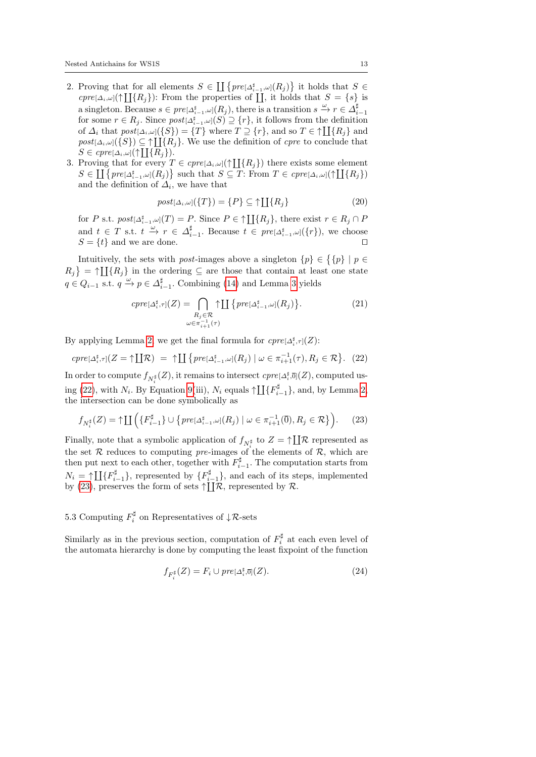2. Proving that for all elements $S \in \coprod\{pre_{[\Delta^\sharp_{i-1},\omega]}(R_j)\}$ it holds that $S \in cpre_{[\Delta_i,\omega]}(\uparrow\coprod\{R_j\})$: From the properties of $\coprod$, it holds that $S = \{s\}$ is a singleton. Because $s \in pre_{[\Delta^\sharp_{i-1},\omega]}(R_j)$, there is a transition $s \xrightarrow{\omega} r \in \Delta^\sharp_{i-1}$ for some $r \in R_j$. Since $post_{[\Delta^\sharp_{i-1},\omega]}(S) \supseteq \{r\}$, it follows from the definition of $\Delta_i$ that $post_{[\Delta_i,\omega]}(\{S\}) = \{T\}$ where $T \supseteq \{r\}$, and so $T \in \uparrow\coprod\{R_j\}$ and $post_{[\Delta_i,\omega]}(\{S\}) \subseteq \uparrow\coprod\{R_j\}$. We use the definition of *cpre* to conclude that $S \in cpre_{[\Delta_i,\omega]}(\uparrow\coprod\{R_j\})$.
3. Proving that for every $T \in cpre_{[\Delta_i,\omega]}(\uparrow\coprod\{R_j\})$ there exists some element $S \in \coprod\{pre_{[\Delta^\sharp_{i-1},\omega]}(R_j)\}$ such that $S \subseteq T$: From $T \in cpre_{[\Delta_i,\omega]}(\uparrow\coprod\{R_j\})$ and the definition of $\Delta_i$, we have that
$$post_{[\Delta_i,\omega]}(\{T\}) = \{P\} \subseteq \uparrow\coprod\{R_j\} \tag{20}$$
for $P$ s.t. $post_{[\Delta^\sharp_{i-1},\omega]}(T) = P$. Since $P \in \uparrow\coprod\{R_j\}$, there exist $r \in R_j \cap P$ and $t \in T$ s.t. $t \xrightarrow{\omega} r \in \Delta^\sharp_{i-1}$. Because $t \in pre_{[\Delta^\sharp_{i-1},\omega]}(\{r\})$, we choose $S = \{t\}$ and we are done. □

Intuitively, the sets with *post*-images above a singleton $\{p\} \in \{\{p\} \mid p \in R_j\} = \uparrow\coprod\{R_j\}$ in the ordering $\subseteq$ are those that contain at least one state $q \in Q_{i-1}$ s.t. $q \xrightarrow{\omega} p \in \Delta^\sharp_{i-1}$. Combining (14) and Lemma 3 yields
$$cpre_{[\Delta^\sharp_i,\tau]}(Z) = \bigcap_{\substack{R_j \in \mathcal{R} \\ \omega \in \pi^{-1}_{i+1}(\tau)}} \uparrow\coprod\{pre_{[\Delta^\sharp_{i-1},\omega]}(R_j)\}. \tag{21}$$

By applying Lemma 2, we get the final formula for $cpre_{[\Delta^\sharp_i,\tau]}(Z)$:
$$cpre_{[\Delta^\sharp_i,\tau]}(Z = \uparrow\coprod\mathcal{R}) \;=\; \uparrow\coprod\{pre_{[\Delta^\sharp_{i-1},\omega]}(R_j) \mid \omega \in \pi^{-1}_{i+1}(\tau), R_j \in \mathcal{R}\}. \tag{22}$$

In order to compute $f_{N^\sharp_i}(Z)$, it remains to intersect $cpre_{[\Delta^\sharp_i,\bar{0}]}(Z)$, computed using (22), with $N_i$. By Equation 9(iii), $N_i$ equals $\uparrow\coprod\{F^\sharp_{i-1}\}$, and, by Lemma 2, the intersection can be done symbolically as
$$f_{N^\sharp_i}(Z) = \uparrow\coprod\Big(\{F^\sharp_{i-1}\} \cup \{pre_{[\Delta^\sharp_{i-1},\omega]}(R_j) \mid \omega \in \pi^{-1}_{i+1}(\bar{0}), R_j \in \mathcal{R}\}\Big). \tag{23}$$

Finally, note that a symbolic application of $f_{N^\sharp_i}$ to $Z = \uparrow\coprod\mathcal{R}$ represented as the set $\mathcal{R}$ reduces to computing *pre*-images of the elements of $\mathcal{R}$, which are then put next to each other, together with $F^\sharp_{i-1}$. The computation starts from $N_i = \uparrow\coprod\{F^\sharp_{i-1}\}$, represented by $\{F^\sharp_{i-1}\}$, and each of its steps, implemented by (23), preserves the form of sets $\uparrow\coprod\mathcal{R}$, represented by $\mathcal{R}$.

### 5.3 Computing $F^\sharp_i$ on Representatives of $\downarrow\mathcal{R}$-sets

Similarly as in the previous section, computation of $F^\sharp_i$ at each even level of the automata hierarchy is done by computing the least fixpoint of the function
$$f_{F^\sharp_i}(Z) = F_i \cup pre_{[\Delta^\sharp_i,\bar{0}]}(Z). \tag{24}$$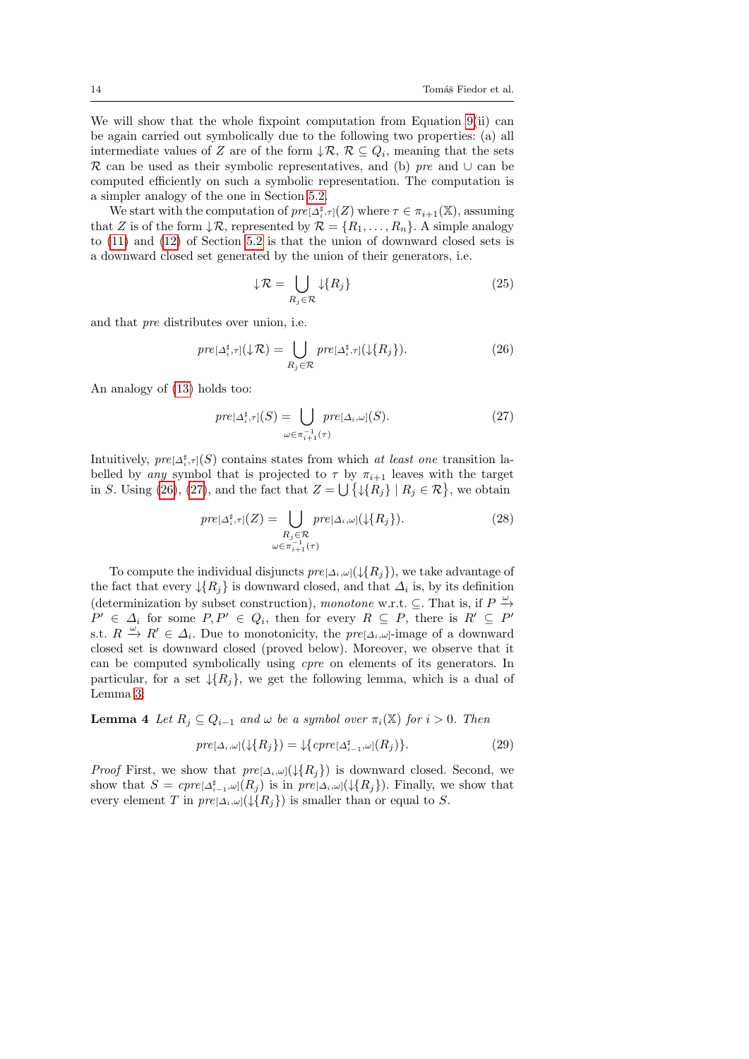We will show that the whole fixpoint computation from Equation 9(ii) can be again carried out symbolically due to the following two properties: (a) all intermediate values of $Z$ are of the form $\downarrow\mathcal{R}$, $\mathcal{R} \subseteq Q_i$, meaning that the sets $\mathcal{R}$ can be used as their symbolic representatives, and (b) *pre* and $\cup$ can be computed efficiently on such a symbolic representation. The computation is a simpler analogy of the one in Section 5.2.

We start with the computation of $pre_{[\Delta_i^\sharp,\tau]}(Z)$ where $\tau \in \pi_{i+1}(\mathbb{X})$, assuming that $Z$ is of the form $\downarrow\mathcal{R}$, represented by $\mathcal{R} = \{R_1, \ldots, R_n\}$. A simple analogy to (11) and (12) of Section 5.2 is that the union of downward closed sets is a downward closed set generated by the union of their generators, i.e.

$$\downarrow\mathcal{R} = \bigcup_{R_j \in \mathcal{R}} \downarrow\{R_j\} \tag{25}$$

and that *pre* distributes over union, i.e.

$$pre_{[\Delta_i^\sharp,\tau]}(\downarrow\mathcal{R}) = \bigcup_{R_j \in \mathcal{R}} pre_{[\Delta_i^\sharp,\tau]}(\downarrow\{R_j\}). \tag{26}$$

An analogy of (13) holds too:

$$pre_{[\Delta_i^\sharp,\tau]}(S) = \bigcup_{\omega \in \pi_{i+1}^{-1}(\tau)} pre_{[\Delta_i,\omega]}(S). \tag{27}$$

Intuitively, $pre_{[\Delta_i^\sharp,\tau]}(S)$ contains states from which *at least one* transition labelled by *any* symbol that is projected to $\tau$ by $\pi_{i+1}$ leaves with the target in $S$. Using (26), (27), and the fact that $Z = \bigcup\big\{\downarrow\{R_j\} \mid R_j \in \mathcal{R}\big\}$, we obtain

$$pre_{[\Delta_i^\sharp,\tau]}(Z) = \bigcup_{\substack{R_j \in \mathcal{R} \\ \omega \in \pi_{i+1}^{-1}(\tau)}} pre_{[\Delta_i,\omega]}(\downarrow\{R_j\}). \tag{28}$$

To compute the individual disjuncts $pre_{[\Delta_i,\omega]}(\downarrow\{R_j\})$, we take advantage of the fact that every $\downarrow\{R_j\}$ is downward closed, and that $\Delta_i$ is, by its definition (determinization by subset construction), *monotone* w.r.t. $\subseteq$. That is, if $P \xrightarrow{\omega} P' \in \Delta_i$ for some $P, P' \in Q_i$, then for every $R \subseteq P$, there is $R' \subseteq P'$ s.t. $R \xrightarrow{\omega} R' \in \Delta_i$. Due to monotonicity, the $pre_{[\Delta_i,\omega]}$-image of a downward closed set is downward closed (proved below). Moreover, we observe that it can be computed symbolically using *cpre* on elements of its generators. In particular, for a set $\downarrow\{R_j\}$, we get the following lemma, which is a dual of Lemma 3:

**Lemma 4** *Let $R_j \subseteq Q_{i-1}$ and $\omega$ be a symbol over $\pi_i(\mathbb{X})$ for $i > 0$. Then*

$$pre_{[\Delta_i,\omega]}(\downarrow\{R_j\}) = \downarrow\{cpre_{[\Delta_{i-1}^\sharp,\omega]}(R_j)\}. \tag{29}$$

*Proof* First, we show that $pre_{[\Delta_i,\omega]}(\downarrow\{R_j\})$ is downward closed. Second, we show that $S = cpre_{[\Delta_{i-1}^\sharp,\omega]}(R_j)$ is in $pre_{[\Delta_i,\omega]}(\downarrow\{R_j\})$. Finally, we show that every element $T$ in $pre_{[\Delta_i,\omega]}(\downarrow\{R_j\})$ is smaller than or equal to $S$.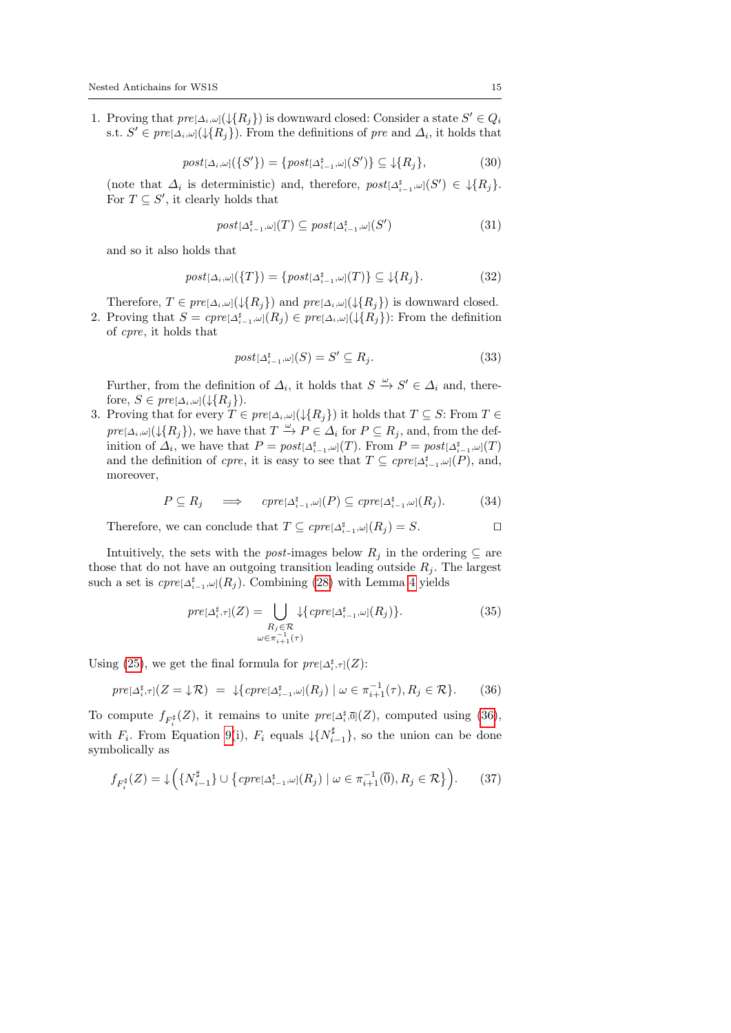1. Proving that $pre_{[\Delta_i,\omega]}(\downarrow\{R_j\})$ is downward closed: Consider a state $S' \in Q_i$ s.t. $S' \in pre_{[\Delta_i,\omega]}(\downarrow\{R_j\})$. From the definitions of $pre$ and $\Delta_i$, it holds that

$$post_{[\Delta_i,\omega]}(\{S'\}) = \{post_{[\Delta^\sharp_{i-1},\omega]}(S')\} \subseteq \downarrow\{R_j\}, \tag{30}$$

(note that $\Delta_i$ is deterministic) and, therefore, $post_{[\Delta^\sharp_{i-1},\omega]}(S') \in \downarrow\{R_j\}$. For $T \subseteq S'$, it clearly holds that

$$post_{[\Delta^\sharp_{i-1},\omega]}(T) \subseteq post_{[\Delta^\sharp_{i-1},\omega]}(S') \tag{31}$$

and so it also holds that

$$post_{[\Delta_i,\omega]}(\{T\}) = \{post_{[\Delta^\sharp_{i-1},\omega]}(T)\} \subseteq \downarrow\{R_j\}. \tag{32}$$

Therefore, $T \in pre_{[\Delta_i,\omega]}(\downarrow\{R_j\})$ and $pre_{[\Delta_i,\omega]}(\downarrow\{R_j\})$ is downward closed.

2. Proving that $S = cpre_{[\Delta^\sharp_{i-1},\omega]}(R_j) \in pre_{[\Delta_i,\omega]}(\downarrow\{R_j\})$: From the definition of $cpre$, it holds that

$$post_{[\Delta^\sharp_{i-1},\omega]}(S) = S' \subseteq R_j. \tag{33}$$

Further, from the definition of $\Delta_i$, it holds that $S \xrightarrow{\omega} S' \in \Delta_i$ and, therefore, $S \in pre_{[\Delta_i,\omega]}(\downarrow\{R_j\})$.

3. Proving that for every $T \in pre_{[\Delta_i,\omega]}(\downarrow\{R_j\})$ it holds that $T \subseteq S$: From $T \in pre_{[\Delta_i,\omega]}(\downarrow\{R_j\})$, we have that $T \xrightarrow{\omega} P \in \Delta_i$ for $P \subseteq R_j$, and, from the definition of $\Delta_i$, we have that $P = post_{[\Delta^\sharp_{i-1},\omega]}(T)$. From $P = post_{[\Delta^\sharp_{i-1},\omega]}(T)$ and the definition of $cpre$, it is easy to see that $T \subseteq cpre_{[\Delta^\sharp_{i-1},\omega]}(P)$, and, moreover,

$$P \subseteq R_j \quad \Longrightarrow \quad cpre_{[\Delta^\sharp_{i-1},\omega]}(P) \subseteq cpre_{[\Delta^\sharp_{i-1},\omega]}(R_j). \tag{34}$$

Therefore, we can conclude that $T \subseteq cpre_{[\Delta^\sharp_{i-1},\omega]}(R_j) = S$. □

Intuitively, the sets with the *post*-images below $R_j$ in the ordering $\subseteq$ are those that do not have an outgoing transition leading outside $R_j$. The largest such a set is $cpre_{[\Delta^\sharp_{i-1},\omega]}(R_j)$. Combining (28) with Lemma 4 yields

$$pre_{[\Delta^\sharp_i,\tau]}(Z) = \bigcup_{\substack{R_j \in \mathcal{R} \\ \omega \in \pi^{-1}_{i+1}(\tau)}} \downarrow\{cpre_{[\Delta^\sharp_{i-1},\omega]}(R_j)\}. \tag{35}$$

Using (25), we get the final formula for $pre_{[\Delta^\sharp_i,\tau]}(Z)$:

$$pre_{[\Delta^\sharp_i,\tau]}(Z = \downarrow\mathcal{R}) \;=\; \downarrow\{cpre_{[\Delta^\sharp_{i-1},\omega]}(R_j) \mid \omega \in \pi^{-1}_{i+1}(\tau), R_j \in \mathcal{R}\}. \tag{36}$$

To compute $f_{F^\sharp_i}(Z)$, it remains to unite $pre_{[\Delta^\sharp_i,\overline{0}]}(Z)$, computed using (36), with $F_i$. From Equation 9(i), $F_i$ equals $\downarrow\{N^\sharp_{i-1}\}$, so the union can be done symbolically as

$$f_{F^\sharp_i}(Z) = \downarrow\Big(\{N^\sharp_{i-1}\} \cup \big\{cpre_{[\Delta^\sharp_{i-1},\omega]}(R_j) \mid \omega \in \pi^{-1}_{i+1}(\overline{0}), R_j \in \mathcal{R}\big\}\Big). \tag{37}$$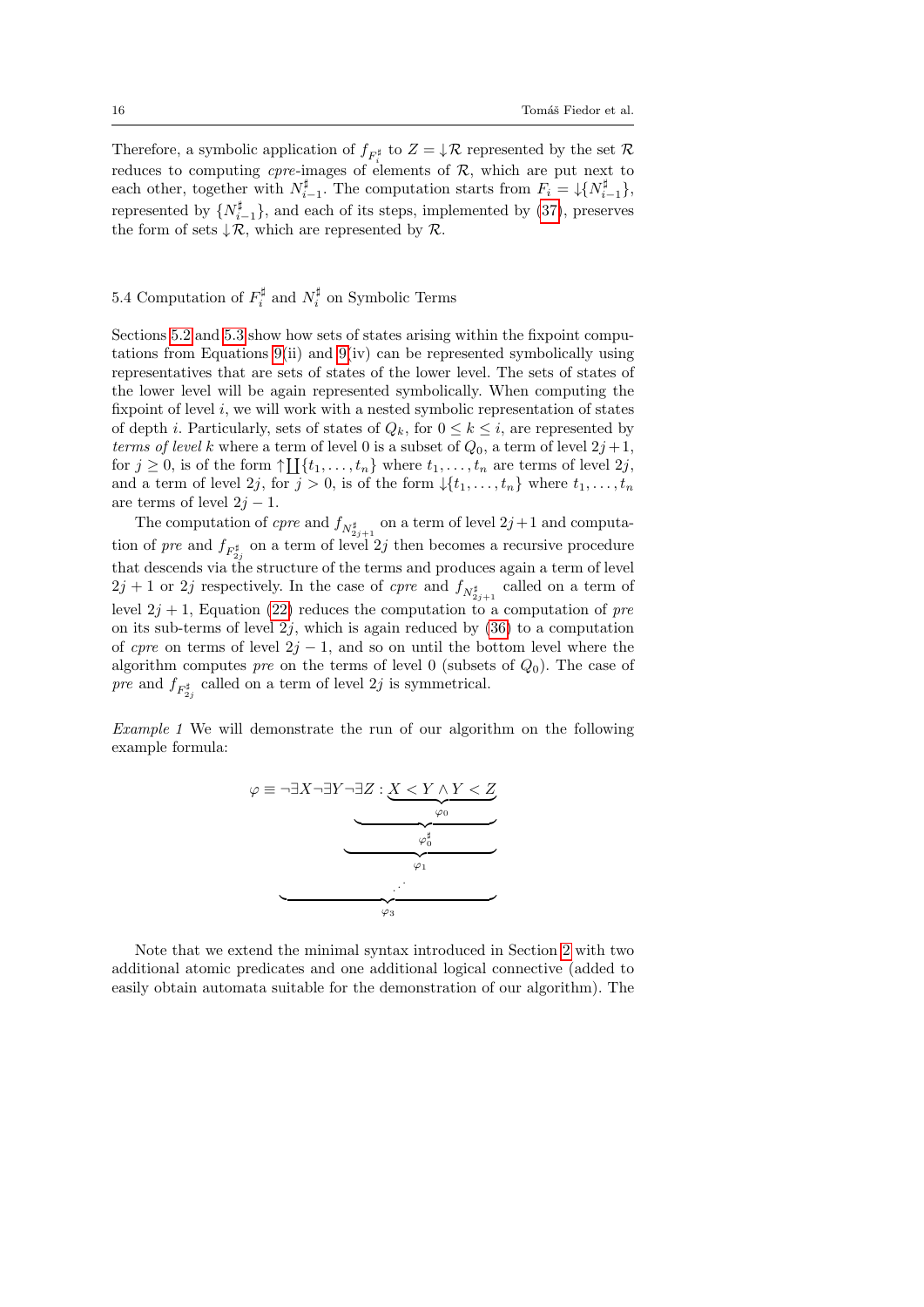Therefore, a symbolic application of $f_{F_i^\sharp}$ to $Z = \downarrow\mathcal{R}$ represented by the set $\mathcal{R}$ reduces to computing *cpre*-images of elements of $\mathcal{R}$, which are put next to each other, together with $N_{i-1}^\sharp$. The computation starts from $F_i = \downarrow\{N_{i-1}^\sharp\}$, represented by $\{N_{i-1}^\sharp\}$, and each of its steps, implemented by (37), preserves the form of sets $\downarrow\mathcal{R}$, which are represented by $\mathcal{R}$.

## 5.4 Computation of $F_i^\sharp$ and $N_i^\sharp$ on Symbolic Terms

Sections 5.2 and 5.3 show how sets of states arising within the fixpoint computations from Equations 9(ii) and 9(iv) can be represented symbolically using representatives that are sets of states of the lower level. The sets of states of the lower level will be again represented symbolically. When computing the fixpoint of level $i$, we will work with a nested symbolic representation of states of depth $i$. Particularly, sets of states of $Q_k$, for $0 \leq k \leq i$, are represented by *terms of level* $k$ where a term of level 0 is a subset of $Q_0$, a term of level $2j+1$, for $j \geq 0$, is of the form $\uparrow\coprod\{t_1, \ldots, t_n\}$ where $t_1, \ldots, t_n$ are terms of level $2j$, and a term of level $2j$, for $j > 0$, is of the form $\downarrow\{t_1, \ldots, t_n\}$ where $t_1, \ldots, t_n$ are terms of level $2j-1$.

The computation of *cpre* and $f_{N_{2j+1}^\sharp}$ on a term of level $2j+1$ and computation of *pre* and $f_{F_{2j}^\sharp}$ on a term of level $2j$ then becomes a recursive procedure that descends via the structure of the terms and produces again a term of level $2j+1$ or $2j$ respectively. In the case of *cpre* and $f_{N_{2j+1}^\sharp}$ called on a term of level $2j+1$, Equation (22) reduces the computation to a computation of *pre* on its sub-terms of level $2j$, which is again reduced by (36) to a computation of *cpre* on terms of level $2j-1$, and so on until the bottom level where the algorithm computes *pre* on the terms of level 0 (subsets of $Q_0$). The case of *pre* and $f_{F_{2j}^\sharp}$ called on a term of level $2j$ is symmetrical.

*Example 1* We will demonstrate the run of our algorithm on the following example formula:

$$\varphi \equiv \underbrace{\neg\exists X \underbrace{\neg\exists Y \underbrace{\neg\exists Z : \underbrace{X < Y \land Y < Z}_{\varphi_0}}_{\varphi_0^\sharp}}_{\varphi_1}}_{\varphi_3}$$

Note that we extend the minimal syntax introduced in Section 2 with two additional atomic predicates and one additional logical connective (added to easily obtain automata suitable for the demonstration of our algorithm). The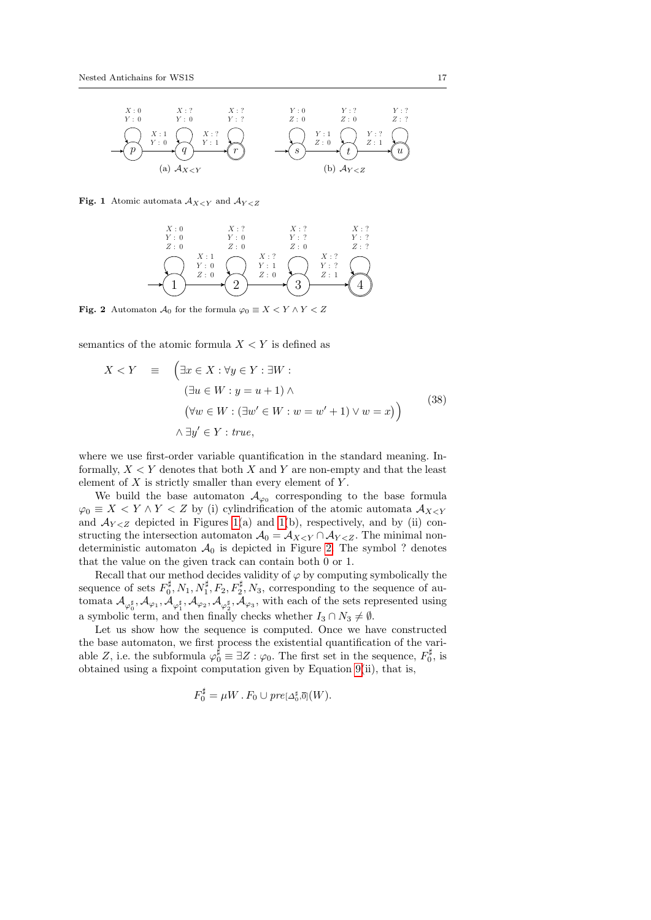Fig. 1 Atomic automata $\mathcal{A}_{X<Y}$ and $\mathcal{A}_{Y<Z}$

Fig. 2 Automaton $\mathcal{A}_0$ for the formula $\varphi_0 \equiv X < Y \land Y < Z$

semantics of the atomic formula $X < Y$ is defined as

$$
\begin{aligned}
X < Y \quad \equiv \quad & \Big(\exists x \in X : \forall y \in Y : \exists W : \\
& (\exists u \in W : y = u + 1) \land \\
& \big(\forall w \in W : (\exists w' \in W : w = w' + 1) \lor w = x\big)\Big) \\
& \land \exists y' \in Y : \mathit{true},
\end{aligned}
\tag{38}
$$

where we use first-order variable quantification in the standard meaning. Informally, $X < Y$ denotes that both $X$ and $Y$ are non-empty and that the least element of $X$ is strictly smaller than every element of $Y$.

We build the base automaton $\mathcal{A}_{\varphi_0}$ corresponding to the base formula $\varphi_0 \equiv X < Y \land Y < Z$ by (i) cylindrification of the atomic automata $\mathcal{A}_{X<Y}$ and $\mathcal{A}_{Y<Z}$ depicted in Figures 1(a) and 1(b), respectively, and by (ii) constructing the intersection automaton $\mathcal{A}_0 = \mathcal{A}_{X<Y} \cap \mathcal{A}_{Y<Z}$. The minimal nondeterministic automaton $\mathcal{A}_0$ is depicted in Figure 2. The symbol ? denotes that the value on the given track can contain both 0 or 1.

Recall that our method decides validity of $\varphi$ by computing symbolically the sequence of sets $F_0^\sharp, N_1, N_1^\sharp, F_2, F_2^\sharp, N_3$, corresponding to the sequence of automata $\mathcal{A}_{\varphi_0^\sharp}, \mathcal{A}_{\varphi_1}, \mathcal{A}_{\varphi_1^\sharp}, \mathcal{A}_{\varphi_2}, \mathcal{A}_{\varphi_2^\sharp}, \mathcal{A}_{\varphi_3}$, with each of the sets represented using a symbolic term, and then finally checks whether $I_3 \cap N_3 \neq \emptyset$.

Let us show how the sequence is computed. Once we have constructed the base automaton, we first process the existential quantification of the variable $Z$, i.e. the subformula $\varphi_0^\sharp \equiv \exists Z : \varphi_0$. The first set in the sequence, $F_0^\sharp$, is obtained using a fixpoint computation given by Equation 9(ii), that is,

$$
F_0^\sharp = \mu W \,.\, F_0 \cup pre_{[\Delta_0^\sharp, \overline{0}]}(W).
$$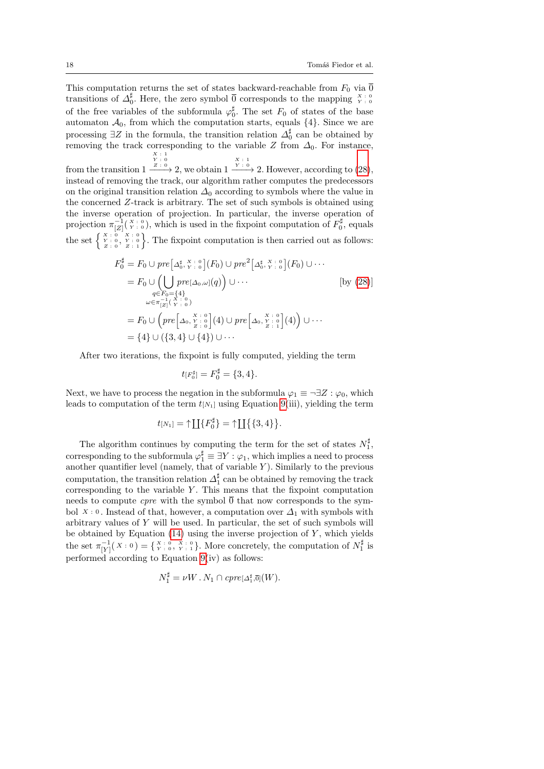This computation returns the set of states backward-reachable from $F_0$ via $\overline{0}$ transitions of $\Delta_0^\sharp$. Here, the zero symbol $\overline{0}$ corresponds to the mapping $\substack{X:0\\Y:0}$ of the free variables of the subformula $\varphi_0^\sharp$. The set $F_0$ of states of the base automaton $\mathcal{A}_0$, from which the computation starts, equals $\{4\}$. Since we are processing $\exists Z$ in the formula, the transition relation $\Delta_0^\sharp$ can be obtained by removing the track corresponding to the variable $Z$ from $\Delta_0$. For instance, from the transition $1 \xrightarrow{\substack{X:1\\Y:0\\Z:0}} 2$, we obtain $1 \xrightarrow{\substack{X:1\\Y:0}} 2$. However, according to (28), instead of removing the track, our algorithm rather computes the predecessors on the original transition relation $\Delta_0$ according to symbols where the value in the concerned $Z$-track is arbitrary. The set of such symbols is obtained using the inverse operation of projection. In particular, the inverse operation of projection $\pi_{[Z]}^{-1}(\substack{X:0\\Y:0})$, which is used in the fixpoint computation of $F_0^\sharp$, equals the set $\left\{\substack{X:0\\Y:0\\Z:0}, \substack{X:0\\Y:0\\Z:1}\right\}$. The fixpoint computation is then carried out as follows:

$$
\begin{aligned}
F_0^\sharp &= F_0 \cup pre\left[\Delta_0^\sharp, \substack{X:0\\Y:0}\right](F_0) \cup pre^2\left[\Delta_0^\sharp, \substack{X:0\\Y:0}\right](F_0) \cup \cdots \\
&= F_0 \cup \Big( \bigcup_{\substack{q \in F_0 = \{4\} \\ \omega \in \pi_{[Z]}^{-1}(\substack{X:0\\Y:0})}} pre_{[\Delta_0,\omega]}(q) \Big) \cup \cdots && \text{[by (28)]} \\
&= F_0 \cup \left( pre\left[\Delta_0, \substack{X:0\\Y:0\\Z:0}\right](4) \cup pre\left[\Delta_0, \substack{X:0\\Y:0\\Z:1}\right](4) \right) \cup \cdots \\
&= \{4\} \cup (\{3,4\} \cup \{4\}) \cup \cdots
\end{aligned}
$$

After two iterations, the fixpoint is fully computed, yielding the term

$$t_{[F_0^\sharp]} = F_0^\sharp = \{3,4\}.$$

Next, we have to process the negation in the subformula $\varphi_1 \equiv \neg\exists Z : \varphi_0$, which leads to computation of the term $t_{[N_1]}$ using Equation 9(iii), yielding the term

$$t_{[N_1]} = \uparrow\coprod\{F_0^\sharp\} = \uparrow\coprod\{\{3,4\}\}.$$

The algorithm continues by computing the term for the set of states $N_1^\sharp$, corresponding to the subformula $\varphi_1^\sharp \equiv \exists Y : \varphi_1$, which implies a need to process another quantifier level (namely, that of variable $Y$). Similarly to the previous computation, the transition relation $\Delta_1^\sharp$ can be obtained by removing the track corresponding to the variable $Y$. This means that the fixpoint computation needs to compute *cpre* with the symbol $\overline{0}$ that now corresponds to the symbol $X:0$. Instead of that, however, a computation over $\Delta_1$ with symbols with arbitrary values of $Y$ will be used. In particular, the set of such symbols will be obtained by Equation (14) using the inverse projection of $Y$, which yields the set $\pi_{[Y]}^{-1}(X:0) = \{\substack{X:0\\Y:0}, \substack{X:0\\Y:1}\}$. More concretely, the computation of $N_1^\sharp$ is performed according to Equation 9(iv) as follows:

$$N_1^\sharp = \nu W \,.\, N_1 \cap cpre_{[\Delta_1^\sharp,\overline{0}]}(W).$$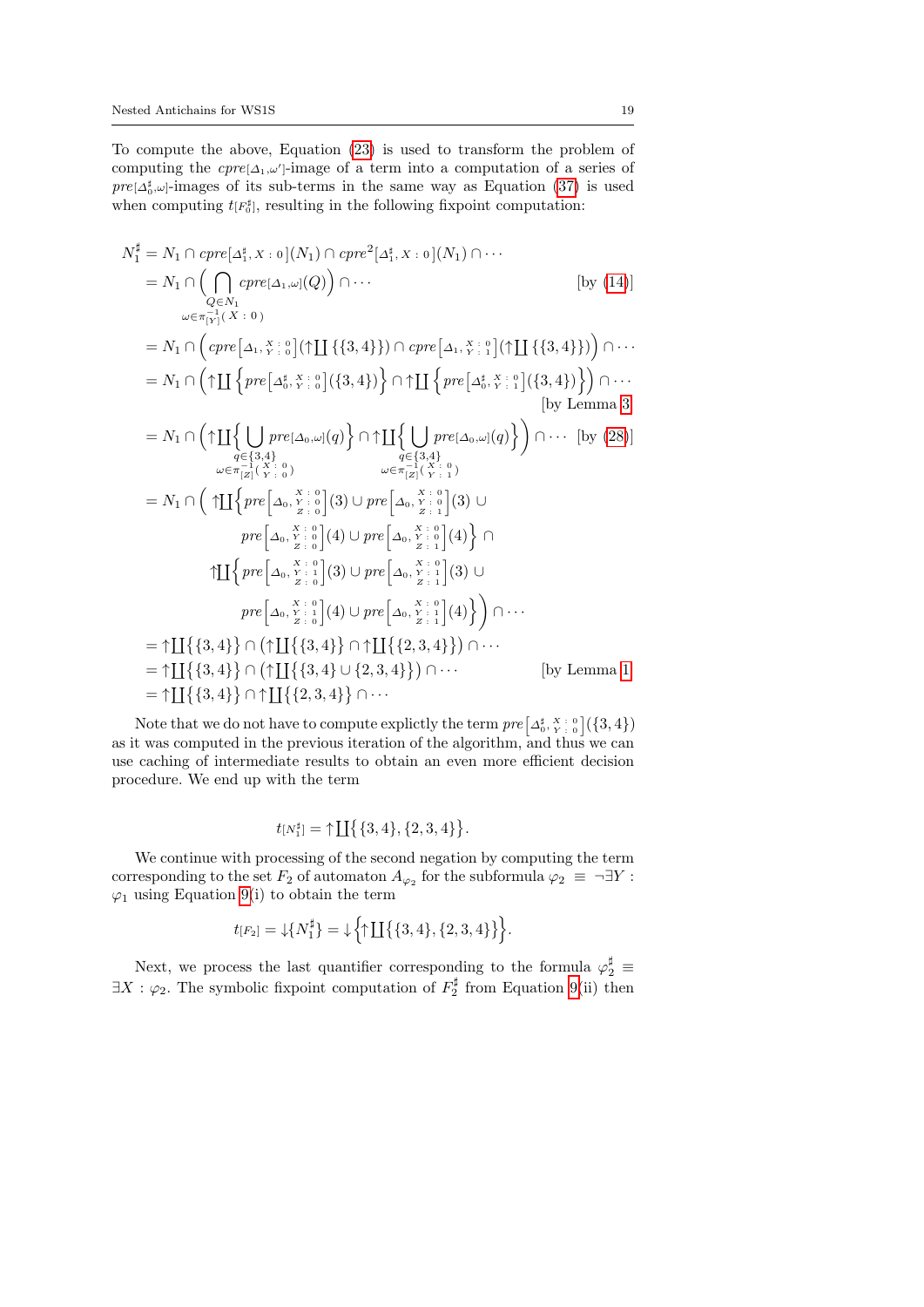To compute the above, Equation (23) is used to transform the problem of computing the $cpre[\Delta_1,\omega']$-image of a term into a computation of a series of $pre[\Delta_0^\sharp,\omega]$-images of its sub-terms in the same way as Equation (37) is used when computing $t[F_0^\sharp]$, resulting in the following fixpoint computation:

$$
\begin{aligned}
N_1^\sharp &= N_1 \cap cpre[\Delta_1^\sharp, X:0](N_1) \cap cpre^2[\Delta_1^\sharp, X:0](N_1) \cap \cdots \\
&= N_1 \cap \Big( \bigcap_{\substack{Q \in N_1 \\ \omega \in \pi_{[Y]}^{-1}(\,X\,:\,0\,)}} cpre[\Delta_1,\omega](Q) \Big) \cap \cdots && \text{[by (14)]} \\
&= N_1 \cap \Big( cpre\Big[\Delta_1, \begin{smallmatrix} X\,:\,0 \\ Y\,:\,0 \end{smallmatrix}\Big](\uparrow\coprod\{\{3,4\}\}) \cap cpre\Big[\Delta_1, \begin{smallmatrix} X\,:\,0 \\ Y\,:\,1 \end{smallmatrix}\Big](\uparrow\coprod\{\{3,4\}\}) \Big) \cap \cdots \\
&= N_1 \cap \Big( \uparrow\coprod\Big\{ pre\Big[\Delta_0^\sharp, \begin{smallmatrix} X\,:\,0 \\ Y\,:\,0 \end{smallmatrix}\Big](\{3,4\}) \Big\} \cap \uparrow\coprod\Big\{ pre\Big[\Delta_0^\sharp, \begin{smallmatrix} X\,:\,0 \\ Y\,:\,1 \end{smallmatrix}\Big](\{3,4\}) \Big\} \Big) \cap \cdots && \text{[by Lemma 3]} \\
&= N_1 \cap \Big( \uparrow\coprod\Big\{ \bigcup_{\substack{q \in \{3,4\} \\ \omega \in \pi_{[Z]}^{-1}\left(\begin{smallmatrix} X\,:\,0 \\ Y\,:\,0 \end{smallmatrix}\right)}} pre[\Delta_0,\omega](q) \Big\} \cap \uparrow\coprod\Big\{ \bigcup_{\substack{q \in \{3,4\} \\ \omega \in \pi_{[Z]}^{-1}\left(\begin{smallmatrix} X\,:\,0 \\ Y\,:\,1 \end{smallmatrix}\right)}} pre[\Delta_0,\omega](q) \Big\} \Big) \cap \cdots && \text{[by (28)]} \\
&= N_1 \cap \Big( \uparrow\coprod\Big\{ pre\Big[\Delta_0, \begin{smallmatrix} X\,:\,0 \\ Y\,:\,0 \\ Z\,:\,0 \end{smallmatrix}\Big](3) \cup pre\Big[\Delta_0, \begin{smallmatrix} X\,:\,0 \\ Y\,:\,0 \\ Z\,:\,1 \end{smallmatrix}\Big](3) \cup \\
&\qquad pre\Big[\Delta_0, \begin{smallmatrix} X\,:\,0 \\ Y\,:\,0 \\ Z\,:\,0 \end{smallmatrix}\Big](4) \cup pre\Big[\Delta_0, \begin{smallmatrix} X\,:\,0 \\ Y\,:\,0 \\ Z\,:\,1 \end{smallmatrix}\Big](4) \Big\} \cap \\
&\qquad \uparrow\coprod\Big\{ pre\Big[\Delta_0, \begin{smallmatrix} X\,:\,0 \\ Y\,:\,1 \\ Z\,:\,0 \end{smallmatrix}\Big](3) \cup pre\Big[\Delta_0, \begin{smallmatrix} X\,:\,0 \\ Y\,:\,1 \\ Z\,:\,1 \end{smallmatrix}\Big](3) \cup \\
&\qquad pre\Big[\Delta_0, \begin{smallmatrix} X\,:\,0 \\ Y\,:\,1 \\ Z\,:\,0 \end{smallmatrix}\Big](4) \cup pre\Big[\Delta_0, \begin{smallmatrix} X\,:\,0 \\ Y\,:\,1 \\ Z\,:\,1 \end{smallmatrix}\Big](4) \Big\} \Big) \cap \cdots \\
&= \uparrow\coprod\{\{3,4\}\} \cap \big( \uparrow\coprod\{\{3,4\}\} \cap \uparrow\coprod\{\{2,3,4\}\} \big) \cap \cdots \\
&= \uparrow\coprod\{\{3,4\}\} \cap \big( \uparrow\coprod\{\{3,4\} \cup \{2,3,4\}\} \big) \cap \cdots && \text{[by Lemma 1]} \\
&= \uparrow\coprod\{\{3,4\}\} \cap \uparrow\coprod\{\{2,3,4\}\} \cap \cdots
\end{aligned}
$$

Note that we do not have to compute explictly the term $pre\Big[\Delta_0^\sharp, \begin{smallmatrix} X\,:\,0 \\ Y\,:\,0 \end{smallmatrix}\Big](\{3,4\})$ as it was computed in the previous iteration of the algorithm, and thus we can use caching of intermediate results to obtain an even more efficient decision procedure. We end up with the term

$$
t[N_1^\sharp] = \uparrow\coprod\big\{\{3,4\},\{2,3,4\}\big\}.
$$

We continue with processing of the second negation by computing the term corresponding to the set $F_2$ of automaton $A_{\varphi_2}$ for the subformula $\varphi_2 \equiv \neg\exists Y : \varphi_1$ using Equation 9(i) to obtain the term

$$
t[F_2] = \downarrow\{N_1^\sharp\} = \downarrow\Big\{\uparrow\coprod\big\{\{3,4\},\{2,3,4\}\big\}\Big\}.
$$

Next, we process the last quantifier corresponding to the formula $\varphi_2^\sharp \equiv \exists X : \varphi_2$. The symbolic fixpoint computation of $F_2^\sharp$ from Equation 9(ii) then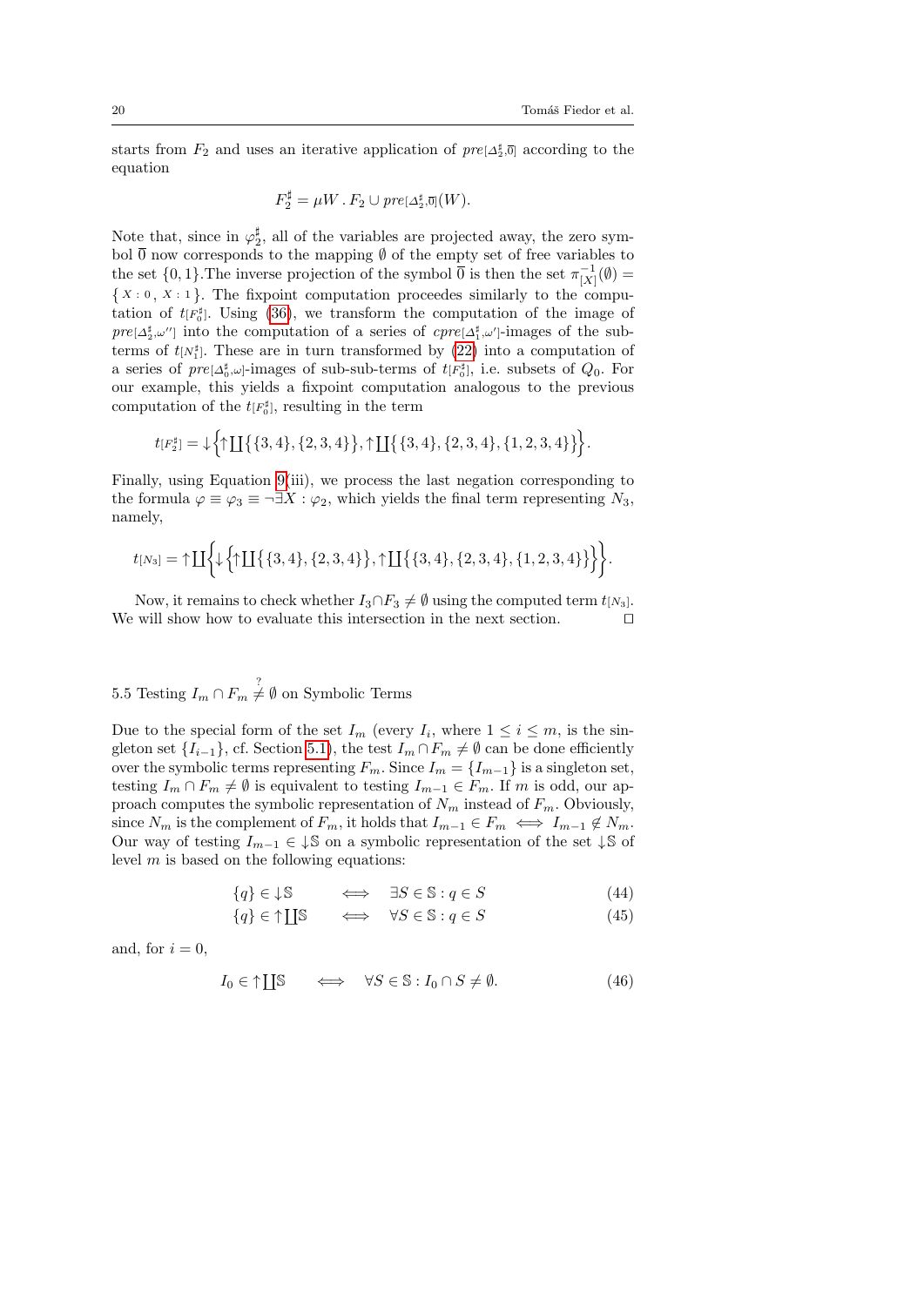starts from $F_2$ and uses an iterative application of $pre[\Delta_2^\sharp, \overline{0}]$ according to the equation

$$F_2^\sharp = \mu W \,.\, F_2 \cup pre[\Delta_2^\sharp, \overline{0}](W).$$

Note that, since in $\varphi_2^\sharp$, all of the variables are projected away, the zero symbol $\overline{0}$ now corresponds to the mapping $\emptyset$ of the empty set of free variables to the set $\{0,1\}$.The inverse projection of the symbol $\overline{0}$ is then the set $\pi_{[X]}^{-1}(\emptyset) = \{\, {\scriptstyle X:0}\,, {\scriptstyle X:1}\,\}$. The fixpoint computation proceedes similarly to the computation of $t_{[F_0^\sharp]}$. Using (36), we transform the computation of the image of $pre[\Delta_2^\sharp, \omega'']$ into the computation of a series of $cpre[\Delta_1^\sharp, \omega']$-images of the sub-terms of $t_{[N_1^\sharp]}$. These are in turn transformed by (22) into a computation of a series of $pre[\Delta_0^\sharp, \omega]$-images of sub-sub-terms of $t_{[F_0^\sharp]}$, i.e. subsets of $Q_0$. For our example, this yields a fixpoint computation analogous to the previous computation of the $t_{[F_0^\sharp]}$, resulting in the term

$$t_{[F_2^\sharp]} = \downarrow\Big\{\uparrow\coprod\big\{\{3,4\},\{2,3,4\}\big\}, \uparrow\coprod\big\{\{3,4\},\{2,3,4\},\{1,2,3,4\}\big\}\Big\}.$$

Finally, using Equation 9(iii), we process the last negation corresponding to the formula $\varphi \equiv \varphi_3 \equiv \neg\exists X : \varphi_2$, which yields the final term representing $N_3$, namely,

$$t_{[N_3]} = \uparrow\coprod\Big\{\downarrow\Big\{\uparrow\coprod\big\{\{3,4\},\{2,3,4\}\big\}, \uparrow\coprod\big\{\{3,4\},\{2,3,4\},\{1,2,3,4\}\big\}\Big\}\Big\}.$$

Now, it remains to check whether $I_3 \cap F_3 \neq \emptyset$ using the computed term $t_{[N_3]}$. We will show how to evaluate this intersection in the next section. $\square$

### 5.5 Testing $I_m \cap F_m \overset{?}{\neq} \emptyset$ on Symbolic Terms

Due to the special form of the set $I_m$ (every $I_i$, where $1 \leq i \leq m$, is the singleton set $\{I_{i-1}\}$, cf. Section 5.1), the test $I_m \cap F_m \neq \emptyset$ can be done efficiently over the symbolic terms representing $F_m$. Since $I_m = \{I_{m-1}\}$ is a singleton set, testing $I_m \cap F_m \neq \emptyset$ is equivalent to testing $I_{m-1} \in F_m$. If $m$ is odd, our approach computes the symbolic representation of $N_m$ instead of $F_m$. Obviously, since $N_m$ is the complement of $F_m$, it holds that $I_{m-1} \in F_m \iff I_{m-1} \notin N_m$. Our way of testing $I_{m-1} \in \downarrow\mathbb{S}$ on a symbolic representation of the set $\downarrow\mathbb{S}$ of level $m$ is based on the following equations:

$$\{q\} \in \downarrow\mathbb{S} \qquad \iff \qquad \exists S \in \mathbb{S} : q \in S \tag{44}$$

$$\{q\} \in \uparrow\coprod\mathbb{S} \qquad \iff \qquad \forall S \in \mathbb{S} : q \in S \tag{45}$$

and, for $i = 0$,

$$I_0 \in \uparrow\coprod\mathbb{S} \qquad \iff \qquad \forall S \in \mathbb{S} : I_0 \cap S \neq \emptyset. \tag{46}$$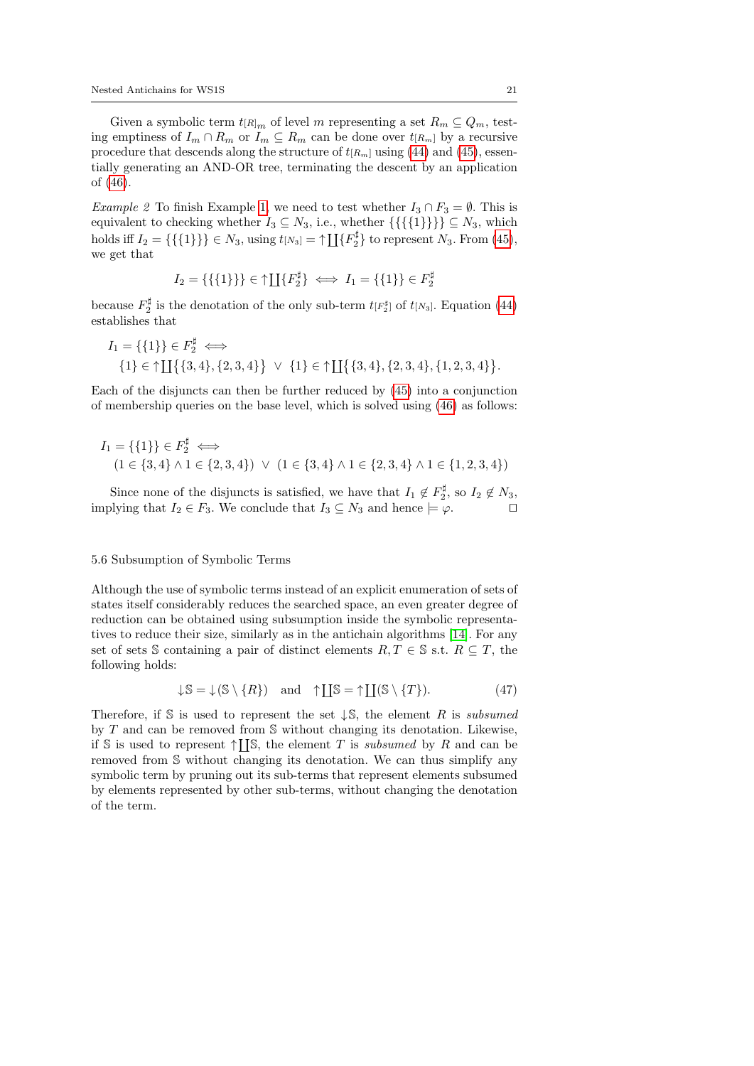Given a symbolic term $t_{[R]_m}$ of level $m$ representing a set $R_m \subseteq Q_m$, testing emptiness of $I_m \cap R_m$ or $I_m \subseteq R_m$ can be done over $t_{[R_m]}$ by a recursive procedure that descends along the structure of $t_{[R_m]}$ using (44) and (45), essentially generating an AND-OR tree, terminating the descent by an application of (46).

*Example 2* To finish Example 1, we need to test whether $I_3 \cap F_3 = \emptyset$. This is equivalent to checking whether $I_3 \subseteq N_3$, i.e., whether $\{\{\{\{1\}\}\}\} \subseteq N_3$, which holds iff $I_2 = \{\{\{1\}\}\} \in N_3$, using $t_{[N_3]} = \uparrow\coprod\{F_2^\sharp\}$ to represent $N_3$. From (45), we get that

$$I_2 = \{\{\{1\}\}\} \in \uparrow\coprod\{F_2^\sharp\} \iff I_1 = \{\{1\}\} \in F_2^\sharp$$

because $F_2^\sharp$ is the denotation of the only sub-term $t_{[F_2^\sharp]}$ of $t_{[N_3]}$. Equation (44) establishes that

$$I_1 = \{\{1\}\} \in F_2^\sharp \iff$$
$$\{1\} \in \uparrow\coprod\{\{3,4\},\{2,3,4\}\} \ \vee\ \{1\} \in \uparrow\coprod\{\{3,4\},\{2,3,4\},\{1,2,3,4\}\}.$$

Each of the disjuncts can then be further reduced by (45) into a conjunction of membership queries on the base level, which is solved using (46) as follows:

$$I_1 = \{\{1\}\} \in F_2^\sharp \iff$$
$$(1 \in \{3,4\} \wedge 1 \in \{2,3,4\}) \ \vee\ (1 \in \{3,4\} \wedge 1 \in \{2,3,4\} \wedge 1 \in \{1,2,3,4\})$$

Since none of the disjuncts is satisfied, we have that $I_1 \notin F_2^\sharp$, so $I_2 \notin N_3$, implying that $I_2 \in F_3$. We conclude that $I_3 \subseteq N_3$ and hence $\models \varphi$. $\square$

### 5.6 Subsumption of Symbolic Terms

Although the use of symbolic terms instead of an explicit enumeration of sets of states itself considerably reduces the searched space, an even greater degree of reduction can be obtained using subsumption inside the symbolic representatives to reduce their size, similarly as in the antichain algorithms [14]. For any set of sets $\mathbb{S}$ containing a pair of distinct elements $R, T \in \mathbb{S}$ s.t. $R \subseteq T$, the following holds:

$$\downarrow\mathbb{S} = \downarrow(\mathbb{S} \setminus \{R\}) \quad \text{and} \quad \uparrow\coprod\mathbb{S} = \uparrow\coprod(\mathbb{S} \setminus \{T\}). \tag{47}$$

Therefore, if $\mathbb{S}$ is used to represent the set $\downarrow\mathbb{S}$, the element $R$ is *subsumed* by $T$ and can be removed from $\mathbb{S}$ without changing its denotation. Likewise, if $\mathbb{S}$ is used to represent $\uparrow\coprod\mathbb{S}$, the element $T$ is *subsumed* by $R$ and can be removed from $\mathbb{S}$ without changing its denotation. We can thus simplify any symbolic term by pruning out its sub-terms that represent elements subsumed by elements represented by other sub-terms, without changing the denotation of the term.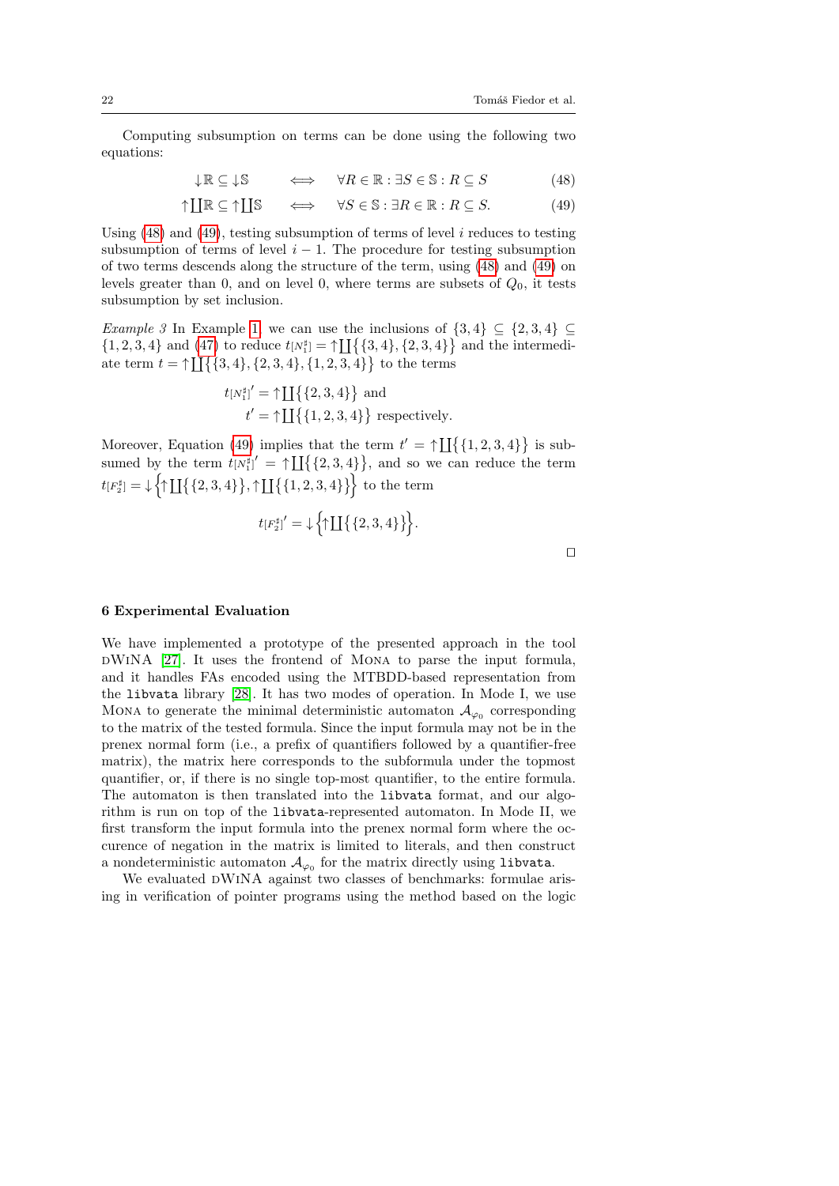Computing subsumption on terms can be done using the following two equations:

$$\downarrow\mathbb{R} \subseteq \downarrow\mathbb{S} \qquad \Longleftrightarrow \qquad \forall R \in \mathbb{R} : \exists S \in \mathbb{S} : R \subseteq S \tag{48}$$

$$\uparrow\coprod\mathbb{R} \subseteq \uparrow\coprod\mathbb{S} \qquad \Longleftrightarrow \qquad \forall S \in \mathbb{S} : \exists R \in \mathbb{R} : R \subseteq S. \tag{49}$$

Using (48) and (49), testing subsumption of terms of level $i$ reduces to testing subsumption of terms of level $i-1$. The procedure for testing subsumption of two terms descends along the structure of the term, using (48) and (49) on levels greater than 0, and on level 0, where terms are subsets of $Q_0$, it tests subsumption by set inclusion.

*Example 3* In Example 1, we can use the inclusions of $\{3,4\} \subseteq \{2,3,4\} \subseteq \{1,2,3,4\}$ and (47) to reduce $t_{[N_1^\sharp]} = \uparrow\coprod\big\{\{3,4\},\{2,3,4\}\big\}$ and the intermediate term $t = \uparrow\coprod\big\{\{3,4\},\{2,3,4\},\{1,2,3,4\}\big\}$ to the terms

$$t_{[N_1^\sharp]}{}' = \uparrow\coprod\big\{\{2,3,4\}\big\} \text{ and}$$
$$t' = \uparrow\coprod\big\{\{1,2,3,4\}\big\} \text{ respectively.}$$

Moreover, Equation (49) implies that the term $t' = \uparrow\coprod\big\{\{1,2,3,4\}\big\}$ is subsumed by the term $t_{[N_1^\sharp]}{}' = \uparrow\coprod\big\{\{2,3,4\}\big\}$, and so we can reduce the term $t_{[F_2^\sharp]} = \downarrow\Big\{\uparrow\coprod\big\{\{2,3,4\}\big\}, \uparrow\coprod\big\{\{1,2,3,4\}\big\}\Big\}$ to the term

$$t_{[F_2^\sharp]}{}' = \downarrow\Big\{\uparrow\coprod\big\{\{2,3,4\}\big\}\Big\}.$$

$\square$

## 6 Experimental Evaluation

We have implemented a prototype of the presented approach in the tool dWiNA [27]. It uses the frontend of Mona to parse the input formula, and it handles FAs encoded using the MTBDD-based representation from the `libvata` library [28]. It has two modes of operation. In Mode I, we use Mona to generate the minimal deterministic automaton $\mathcal{A}_{\varphi_0}$ corresponding to the matrix of the tested formula. Since the input formula may not be in the prenex normal form (i.e., a prefix of quantifiers followed by a quantifier-free matrix), the matrix here corresponds to the subformula under the topmost quantifier, or, if there is no single top-most quantifier, to the entire formula. The automaton is then translated into the `libvata` format, and our algorithm is run on top of the `libvata`-represented automaton. In Mode II, we first transform the input formula into the prenex normal form where the occurence of negation in the matrix is limited to literals, and then construct a nondeterministic automaton $\mathcal{A}_{\varphi_0}$ for the matrix directly using `libvata`.

We evaluated dWiNA against two classes of benchmarks: formulae arising in verification of pointer programs using the method based on the logic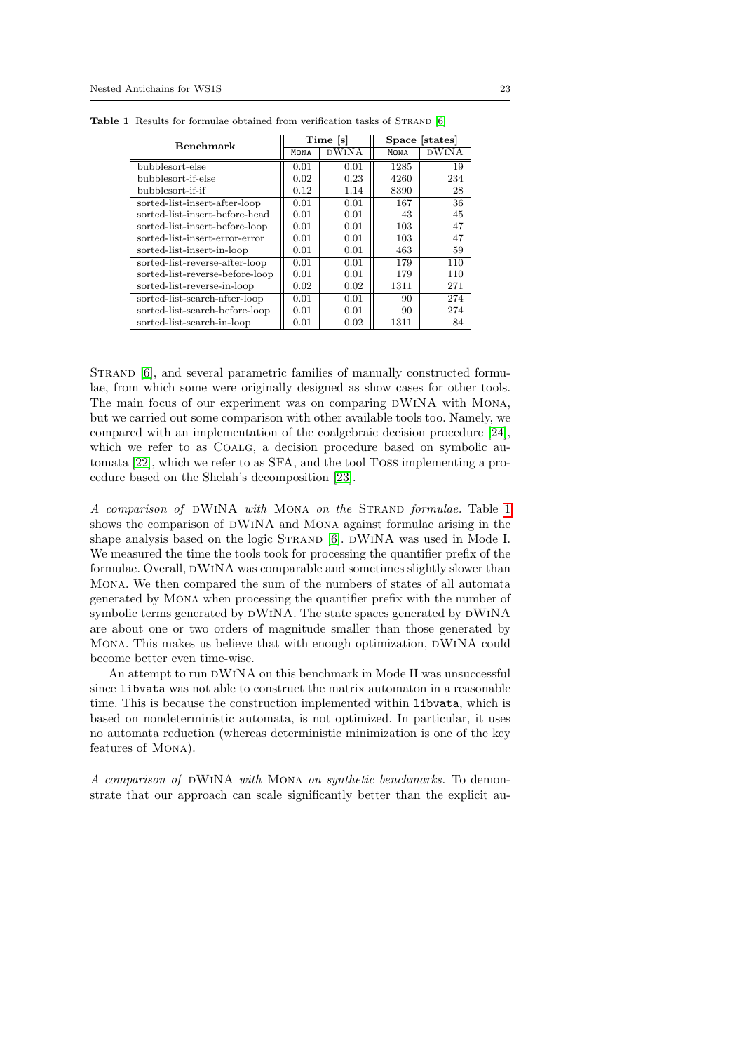**Table 1** Results for formulae obtained from verification tasks of STRAND [6]

| Benchmark | Time [s] | | Space [states] | |
|---|---|---|---|---|
| | MONA | dWiNA | MONA | dWiNA |
| bubblesort-else | 0.01 | 0.01 | 1285 | 19 |
| bubblesort-if-else | 0.02 | 0.23 | 4260 | 234 |
| bubblesort-if-if | 0.12 | 1.14 | 8390 | 28 |
| sorted-list-insert-after-loop | 0.01 | 0.01 | 167 | 36 |
| sorted-list-insert-before-head | 0.01 | 0.01 | 43 | 45 |
| sorted-list-insert-before-loop | 0.01 | 0.01 | 103 | 47 |
| sorted-list-insert-error-error | 0.01 | 0.01 | 103 | 47 |
| sorted-list-insert-in-loop | 0.01 | 0.01 | 463 | 59 |
| sorted-list-reverse-after-loop | 0.01 | 0.01 | 179 | 110 |
| sorted-list-reverse-before-loop | 0.01 | 0.01 | 179 | 110 |
| sorted-list-reverse-in-loop | 0.02 | 0.02 | 1311 | 271 |
| sorted-list-search-after-loop | 0.01 | 0.01 | 90 | 274 |
| sorted-list-search-before-loop | 0.01 | 0.01 | 90 | 274 |
| sorted-list-search-in-loop | 0.01 | 0.02 | 1311 | 84 |

STRAND [6], and several parametric families of manually constructed formulae, from which some were originally designed as show cases for other tools. The main focus of our experiment was on comparing dWiNA with MONA, but we carried out some comparison with other available tools too. Namely, we compared with an implementation of the coalgebraic decision procedure [24], which we refer to as COALG, a decision procedure based on symbolic automata [22], which we refer to as SFA, and the tool TOSS implementing a procedure based on the Shelah's decomposition [23].

*A comparison of* dWiNA *with* MONA *on the* STRAND *formulae.* Table 1 shows the comparison of dWiNA and MONA against formulae arising in the shape analysis based on the logic STRAND [6]. dWiNA was used in Mode I. We measured the time the tools took for processing the quantifier prefix of the formulae. Overall, dWiNA was comparable and sometimes slightly slower than MONA. We then compared the sum of the numbers of states of all automata generated by MONA when processing the quantifier prefix with the number of symbolic terms generated by dWiNA. The state spaces generated by dWiNA are about one or two orders of magnitude smaller than those generated by MONA. This makes us believe that with enough optimization, dWiNA could become better even time-wise.

An attempt to run dWiNA on this benchmark in Mode II was unsuccessful since `libvata` was not able to construct the matrix automaton in a reasonable time. This is because the construction implemented within `libvata`, which is based on nondeterministic automata, is not optimized. In particular, it uses no automata reduction (whereas deterministic minimization is one of the key features of MONA).

*A comparison of* dWiNA *with* MONA *on synthetic benchmarks.* To demonstrate that our approach can scale significantly better than the explicit au-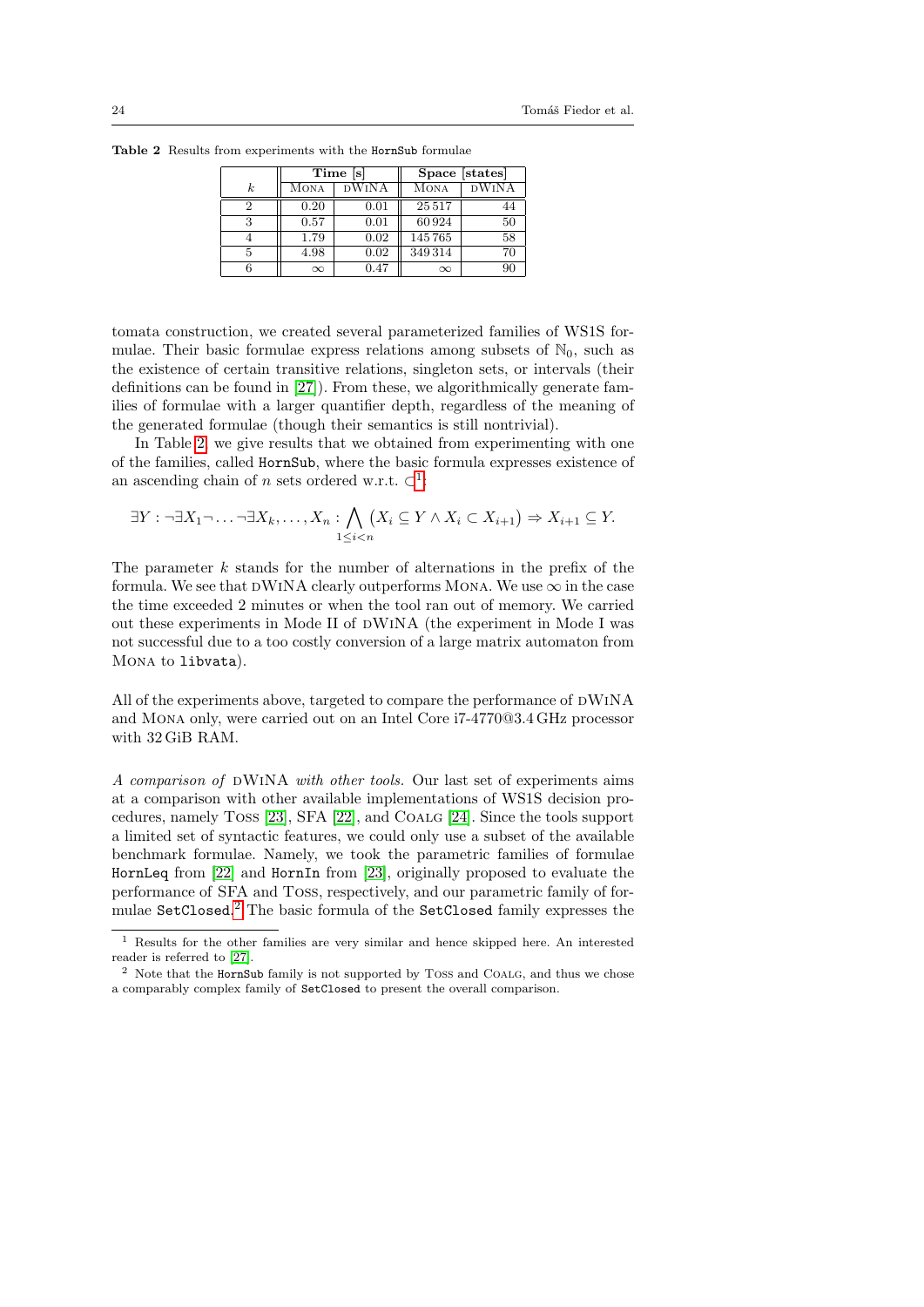**Table 2** Results from experiments with the `HornSub` formulae

| | Time [s] | | Space [states] | |
|---|---|---|---|---|
| $k$ | Mona | dWiNA | Mona | dWiNA |
| 2 | 0.20 | 0.01 | 25 517 | 44 |
| 3 | 0.57 | 0.01 | 60 924 | 50 |
| 4 | 1.79 | 0.02 | 145 765 | 58 |
| 5 | 4.98 | 0.02 | 349 314 | 70 |
| 6 | $\infty$ | 0.47 | $\infty$ | 90 |

tomata construction, we created several parameterized families of WS1S formulae. Their basic formulae express relations among subsets of $\mathbb{N}_0$, such as the existence of certain transitive relations, singleton sets, or intervals (their definitions can be found in [27]). From these, we algorithmically generate families of formulae with a larger quantifier depth, regardless of the meaning of the generated formulae (though their semantics is still nontrivial).

In Table 2, we give results that we obtained from experimenting with one of the families, called `HornSub`, where the basic formula expresses existence of an ascending chain of $n$ sets ordered w.r.t. $\subset$[1]:

$$\exists Y : \neg\exists X_1 \neg \ldots \neg\exists X_k, \ldots, X_n : \bigwedge_{1 \leq i < n} \left( X_i \subseteq Y \wedge X_i \subset X_{i+1} \right) \Rightarrow X_{i+1} \subseteq Y.$$

The parameter $k$ stands for the number of alternations in the prefix of the formula. We see that dWiNA clearly outperforms Mona. We use $\infty$ in the case the time exceeded 2 minutes or when the tool ran out of memory. We carried out these experiments in Mode II of dWiNA (the experiment in Mode I was not successful due to a too costly conversion of a large matrix automaton from Mona to `libvata`).

All of the experiments above, targeted to compare the performance of dWiNA and Mona only, were carried out on an Intel Core i7-4770@3.4 GHz processor with 32 GiB RAM.

*A comparison of* dWiNA *with other tools.* Our last set of experiments aims at a comparison with other available implementations of WS1S decision procedures, namely Toss [23], SFA [22], and Coalg [24]. Since the tools support a limited set of syntactic features, we could only use a subset of the available benchmark formulae. Namely, we took the parametric families of formulae `HornLeq` from [22] and `HornIn` from [23], originally proposed to evaluate the performance of SFA and Toss, respectively, and our parametric family of formulae `SetClosed`.[2] The basic formula of the `SetClosed` family expresses the

[1] Results for the other families are very similar and hence skipped here. An interested reader is referred to [27].

[2] Note that the `HornSub` family is not supported by Toss and Coalg, and thus we chose a comparably complex family of `SetClosed` to present the overall comparison.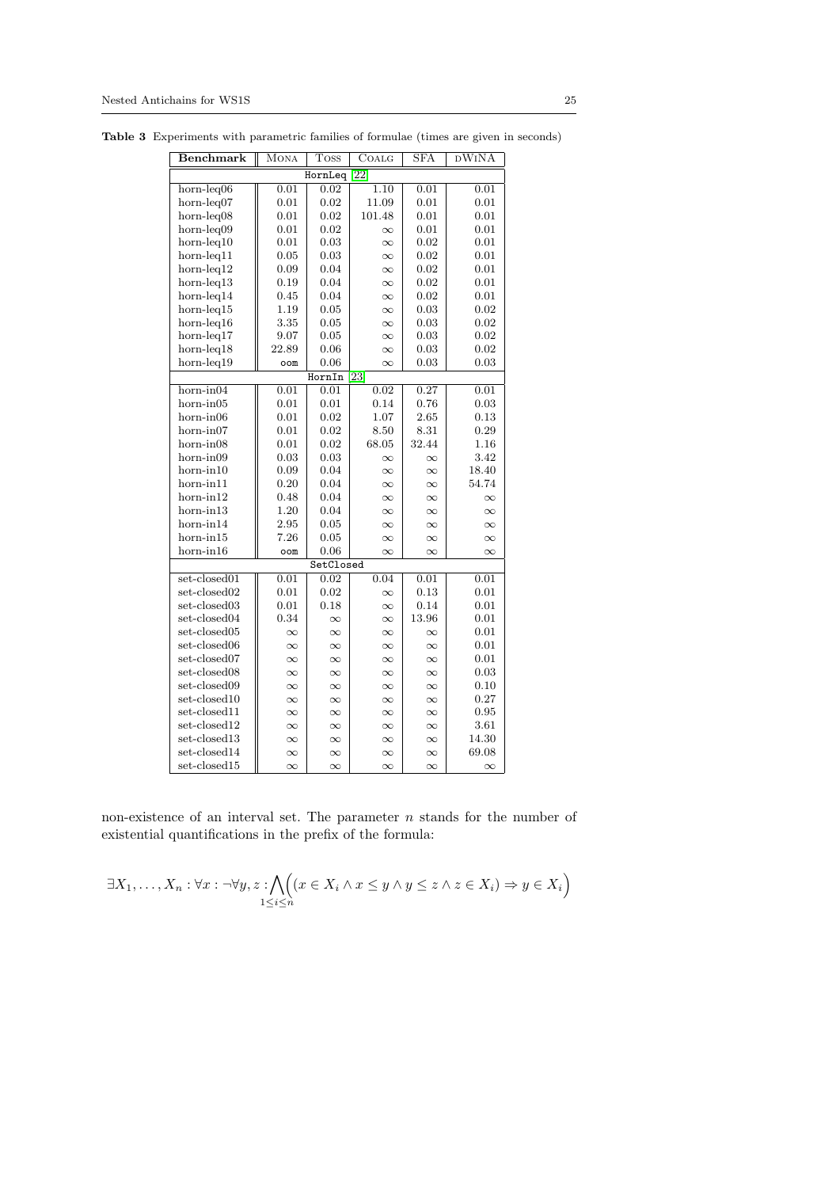**Table 3** Experiments with parametric families of formulae (times are given in seconds)

| Benchmark | Mona | Toss | Coalg | SFA | dWiNA |
|---|---|---|---|---|---|
| HornLeq [22] | | | | | |
| horn-leq06 | 0.01 | 0.02 | 1.10 | 0.01 | 0.01 |
| horn-leq07 | 0.01 | 0.02 | 11.09 | 0.01 | 0.01 |
| horn-leq08 | 0.01 | 0.02 | 101.48 | 0.01 | 0.01 |
| horn-leq09 | 0.01 | 0.02 | $\infty$ | 0.01 | 0.01 |
| horn-leq10 | 0.01 | 0.03 | $\infty$ | 0.02 | 0.01 |
| horn-leq11 | 0.05 | 0.03 | $\infty$ | 0.02 | 0.01 |
| horn-leq12 | 0.09 | 0.04 | $\infty$ | 0.02 | 0.01 |
| horn-leq13 | 0.19 | 0.04 | $\infty$ | 0.02 | 0.01 |
| horn-leq14 | 0.45 | 0.04 | $\infty$ | 0.02 | 0.01 |
| horn-leq15 | 1.19 | 0.05 | $\infty$ | 0.03 | 0.02 |
| horn-leq16 | 3.35 | 0.05 | $\infty$ | 0.03 | 0.02 |
| horn-leq17 | 9.07 | 0.05 | $\infty$ | 0.03 | 0.02 |
| horn-leq18 | 22.89 | 0.06 | $\infty$ | 0.03 | 0.02 |
| horn-leq19 | oom | 0.06 | $\infty$ | 0.03 | 0.03 |
| HornIn [23] | | | | | |
| horn-in04 | 0.01 | 0.01 | 0.02 | 0.27 | 0.01 |
| horn-in05 | 0.01 | 0.01 | 0.14 | 0.76 | 0.03 |
| horn-in06 | 0.01 | 0.02 | 1.07 | 2.65 | 0.13 |
| horn-in07 | 0.01 | 0.02 | 8.50 | 8.31 | 0.29 |
| horn-in08 | 0.01 | 0.02 | 68.05 | 32.44 | 1.16 |
| horn-in09 | 0.03 | 0.03 | $\infty$ | $\infty$ | 3.42 |
| horn-in10 | 0.09 | 0.04 | $\infty$ | $\infty$ | 18.40 |
| horn-in11 | 0.20 | 0.04 | $\infty$ | $\infty$ | 54.74 |
| horn-in12 | 0.48 | 0.04 | $\infty$ | $\infty$ | $\infty$ |
| horn-in13 | 1.20 | 0.04 | $\infty$ | $\infty$ | $\infty$ |
| horn-in14 | 2.95 | 0.05 | $\infty$ | $\infty$ | $\infty$ |
| horn-in15 | 7.26 | 0.05 | $\infty$ | $\infty$ | $\infty$ |
| horn-in16 | oom | 0.06 | $\infty$ | $\infty$ | $\infty$ |
| SetClosed | | | | | |
| set-closed01 | 0.01 | 0.02 | 0.04 | 0.01 | 0.01 |
| set-closed02 | 0.01 | 0.02 | $\infty$ | 0.13 | 0.01 |
| set-closed03 | 0.01 | 0.18 | $\infty$ | 0.14 | 0.01 |
| set-closed04 | 0.34 | $\infty$ | $\infty$ | 13.96 | 0.01 |
| set-closed05 | $\infty$ | $\infty$ | $\infty$ | $\infty$ | 0.01 |
| set-closed06 | $\infty$ | $\infty$ | $\infty$ | $\infty$ | 0.01 |
| set-closed07 | $\infty$ | $\infty$ | $\infty$ | $\infty$ | 0.01 |
| set-closed08 | $\infty$ | $\infty$ | $\infty$ | $\infty$ | 0.03 |
| set-closed09 | $\infty$ | $\infty$ | $\infty$ | $\infty$ | 0.10 |
| set-closed10 | $\infty$ | $\infty$ | $\infty$ | $\infty$ | 0.27 |
| set-closed11 | $\infty$ | $\infty$ | $\infty$ | $\infty$ | 0.95 |
| set-closed12 | $\infty$ | $\infty$ | $\infty$ | $\infty$ | 3.61 |
| set-closed13 | $\infty$ | $\infty$ | $\infty$ | $\infty$ | 14.30 |
| set-closed14 | $\infty$ | $\infty$ | $\infty$ | $\infty$ | 69.08 |
| set-closed15 | $\infty$ | $\infty$ | $\infty$ | $\infty$ | $\infty$ |

non-existence of an interval set. The parameter $n$ stands for the number of existential quantifications in the prefix of the formula:

$$\exists X_1, \ldots, X_n : \forall x : \neg \forall y, z : \bigwedge_{1 \leq i \leq n} \Big( (x \in X_i \wedge x \leq y \wedge y \leq z \wedge z \in X_i) \Rightarrow y \in X_i \Big)$$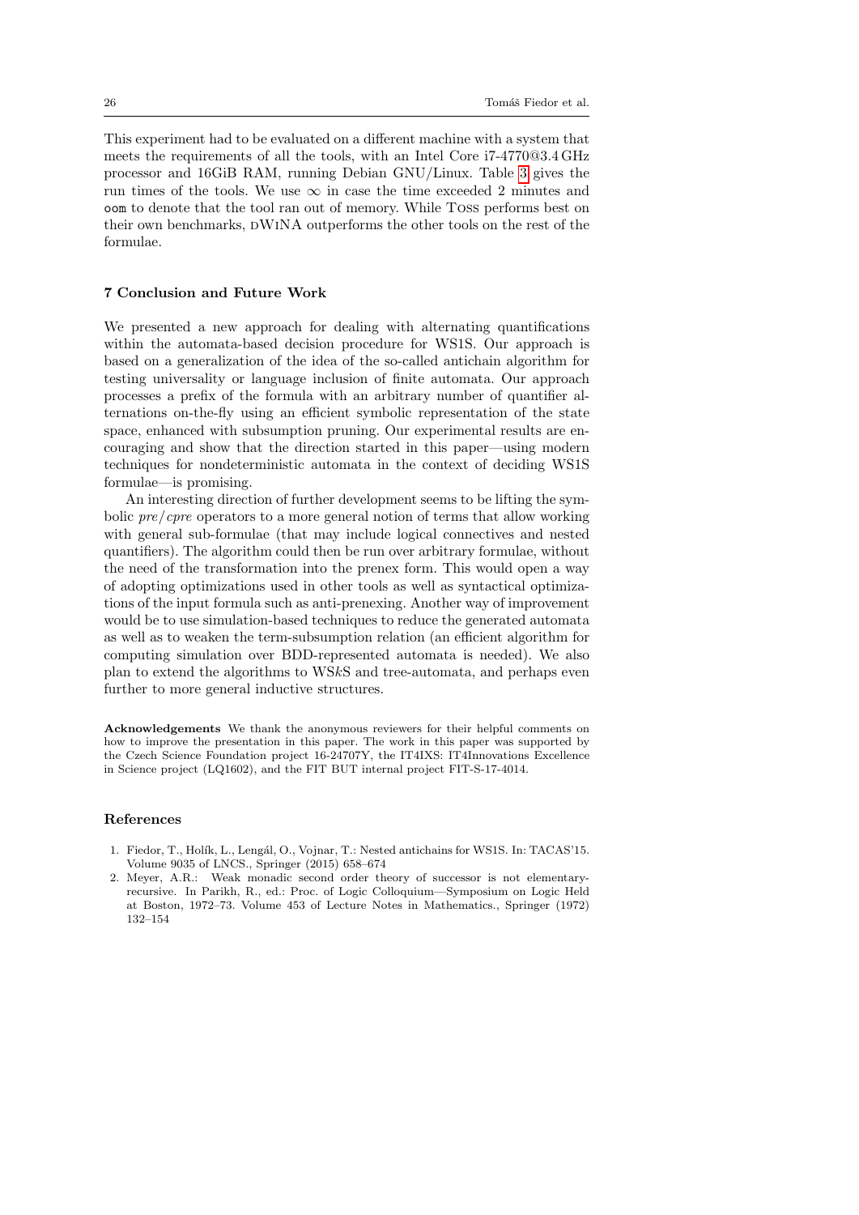This experiment had to be evaluated on a different machine with a system that meets the requirements of all the tools, with an Intel Core i7-4770@3.4 GHz processor and 16GiB RAM, running Debian GNU/Linux. Table 3 gives the run times of the tools. We use $\infty$ in case the time exceeded 2 minutes and `oom` to denote that the tool ran out of memory. While Toss performs best on their own benchmarks, dWiNA outperforms the other tools on the rest of the formulae.

## 7 Conclusion and Future Work

We presented a new approach for dealing with alternating quantifications within the automata-based decision procedure for WS1S. Our approach is based on a generalization of the idea of the so-called antichain algorithm for testing universality or language inclusion of finite automata. Our approach processes a prefix of the formula with an arbitrary number of quantifier alternations on-the-fly using an efficient symbolic representation of the state space, enhanced with subsumption pruning. Our experimental results are encouraging and show that the direction started in this paper—using modern techniques for nondeterministic automata in the context of deciding WS1S formulae—is promising.

An interesting direction of further development seems to be lifting the symbolic *pre*/*cpre* operators to a more general notion of terms that allow working with general sub-formulae (that may include logical connectives and nested quantifiers). The algorithm could then be run over arbitrary formulae, without the need of the transformation into the prenex form. This would open a way of adopting optimizations used in other tools as well as syntactical optimizations of the input formula such as anti-prenexing. Another way of improvement would be to use simulation-based techniques to reduce the generated automata as well as to weaken the term-subsumption relation (an efficient algorithm for computing simulation over BDD-represented automata is needed). We also plan to extend the algorithms to WS$k$S and tree-automata, and perhaps even further to more general inductive structures.

**Acknowledgements** We thank the anonymous reviewers for their helpful comments on how to improve the presentation in this paper. The work in this paper was supported by the Czech Science Foundation project 16-24707Y, the IT4IXS: IT4Innovations Excellence in Science project (LQ1602), and the FIT BUT internal project FIT-S-17-4014.

## References

1. Fiedor, T., Holík, L., Lengál, O., Vojnar, T.: Nested antichains for WS1S. In: TACAS'15. Volume 9035 of LNCS., Springer (2015) 658–674
2. Meyer, A.R.: Weak monadic second order theory of successor is not elementary-recursive. In Parikh, R., ed.: Proc. of Logic Colloquium—Symposium on Logic Held at Boston, 1972–73. Volume 453 of Lecture Notes in Mathematics., Springer (1972) 132–154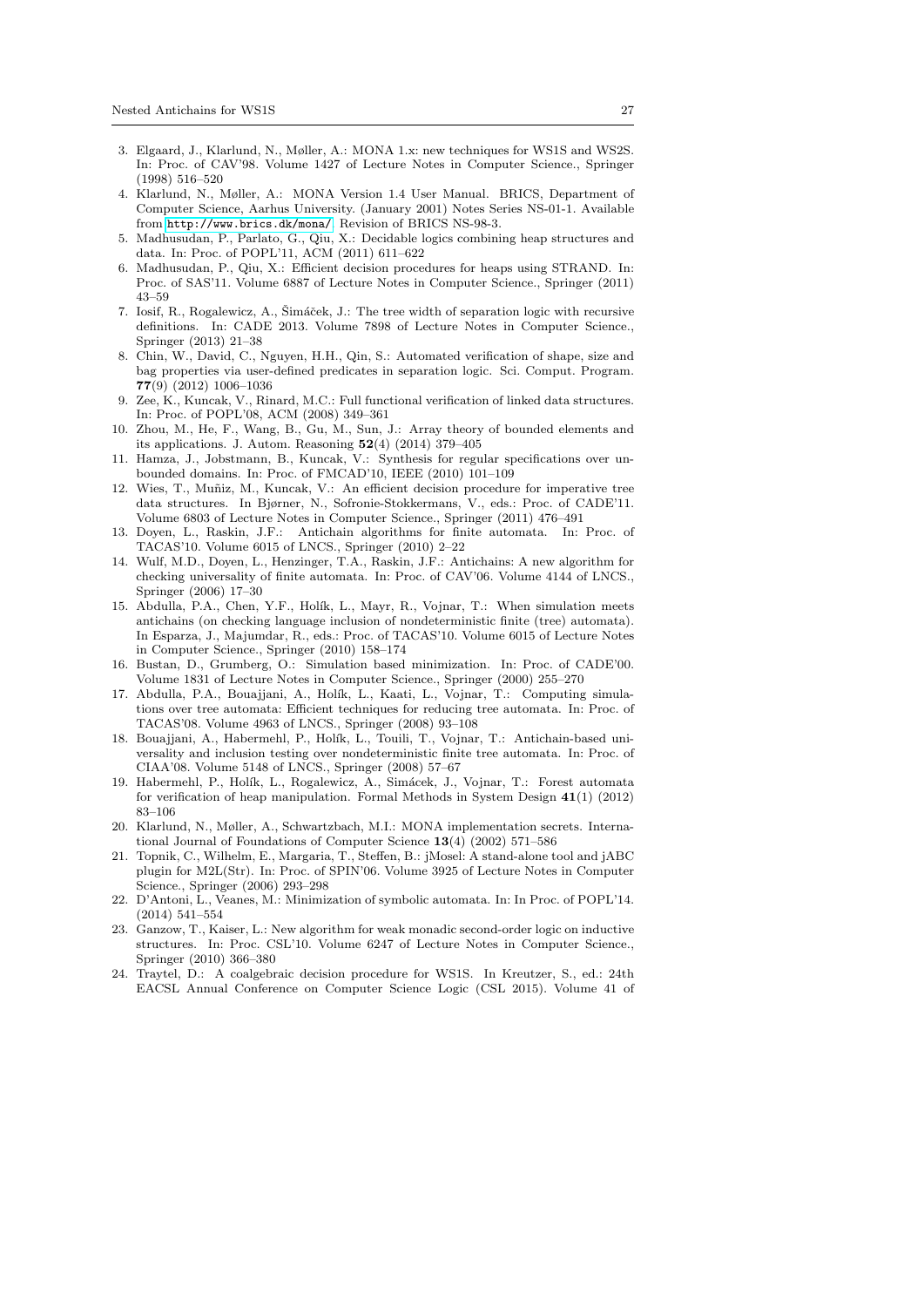3. Elgaard, J., Klarlund, N., Møller, A.: MONA 1.x: new techniques for WS1S and WS2S. In: Proc. of CAV'98. Volume 1427 of Lecture Notes in Computer Science., Springer (1998) 516–520
4. Klarlund, N., Møller, A.: MONA Version 1.4 User Manual. BRICS, Department of Computer Science, Aarhus University. (January 2001) Notes Series NS-01-1. Available from http://www.brics.dk/mona/. Revision of BRICS NS-98-3.
5. Madhusudan, P., Parlato, G., Qiu, X.: Decidable logics combining heap structures and data. In: Proc. of POPL'11, ACM (2011) 611–622
6. Madhusudan, P., Qiu, X.: Efficient decision procedures for heaps using STRAND. In: Proc. of SAS'11. Volume 6887 of Lecture Notes in Computer Science., Springer (2011) 43–59
7. Iosif, R., Rogalewicz, A., Šimáček, J.: The tree width of separation logic with recursive definitions. In: CADE 2013. Volume 7898 of Lecture Notes in Computer Science., Springer (2013) 21–38
8. Chin, W., David, C., Nguyen, H.H., Qin, S.: Automated verification of shape, size and bag properties via user-defined predicates in separation logic. Sci. Comput. Program. **77**(9) (2012) 1006–1036
9. Zee, K., Kuncak, V., Rinard, M.C.: Full functional verification of linked data structures. In: Proc. of POPL'08, ACM (2008) 349–361
10. Zhou, M., He, F., Wang, B., Gu, M., Sun, J.: Array theory of bounded elements and its applications. J. Autom. Reasoning **52**(4) (2014) 379–405
11. Hamza, J., Jobstmann, B., Kuncak, V.: Synthesis for regular specifications over unbounded domains. In: Proc. of FMCAD'10, IEEE (2010) 101–109
12. Wies, T., Muñiz, M., Kuncak, V.: An efficient decision procedure for imperative tree data structures. In Bjørner, N., Sofronie-Stokkermans, V., eds.: Proc. of CADE'11. Volume 6803 of Lecture Notes in Computer Science., Springer (2011) 476–491
13. Doyen, L., Raskin, J.F.: Antichain algorithms for finite automata. In: Proc. of TACAS'10. Volume 6015 of LNCS., Springer (2010) 2–22
14. Wulf, M.D., Doyen, L., Henzinger, T.A., Raskin, J.F.: Antichains: A new algorithm for checking universality of finite automata. In: Proc. of CAV'06. Volume 4144 of LNCS., Springer (2006) 17–30
15. Abdulla, P.A., Chen, Y.F., Holík, L., Mayr, R., Vojnar, T.: When simulation meets antichains (on checking language inclusion of nondeterministic finite (tree) automata). In Esparza, J., Majumdar, R., eds.: Proc. of TACAS'10. Volume 6015 of Lecture Notes in Computer Science., Springer (2010) 158–174
16. Bustan, D., Grumberg, O.: Simulation based minimization. In: Proc. of CADE'00. Volume 1831 of Lecture Notes in Computer Science., Springer (2000) 255–270
17. Abdulla, P.A., Bouajjani, A., Holík, L., Kaati, L., Vojnar, T.: Computing simulations over tree automata: Efficient techniques for reducing tree automata. In: Proc. of TACAS'08. Volume 4963 of LNCS., Springer (2008) 93–108
18. Bouajjani, A., Habermehl, P., Holík, L., Touili, T., Vojnar, T.: Antichain-based universality and inclusion testing over nondeterministic finite tree automata. In: Proc. of CIAA'08. Volume 5148 of LNCS., Springer (2008) 57–67
19. Habermehl, P., Holík, L., Rogalewicz, A., Simácek, J., Vojnar, T.: Forest automata for verification of heap manipulation. Formal Methods in System Design **41**(1) (2012) 83–106
20. Klarlund, N., Møller, A., Schwartzbach, M.I.: MONA implementation secrets. International Journal of Foundations of Computer Science **13**(4) (2002) 571–586
21. Topnik, C., Wilhelm, E., Margaria, T., Steffen, B.: jMosel: A stand-alone tool and jABC plugin for M2L(Str). In: Proc. of SPIN'06. Volume 3925 of Lecture Notes in Computer Science., Springer (2006) 293–298
22. D'Antoni, L., Veanes, M.: Minimization of symbolic automata. In: In Proc. of POPL'14. (2014) 541–554
23. Ganzow, T., Kaiser, L.: New algorithm for weak monadic second-order logic on inductive structures. In: Proc. CSL'10. Volume 6247 of Lecture Notes in Computer Science., Springer (2010) 366–380
24. Traytel, D.: A coalgebraic decision procedure for WS1S. In Kreutzer, S., ed.: 24th EACSL Annual Conference on Computer Science Logic (CSL 2015). Volume 41 of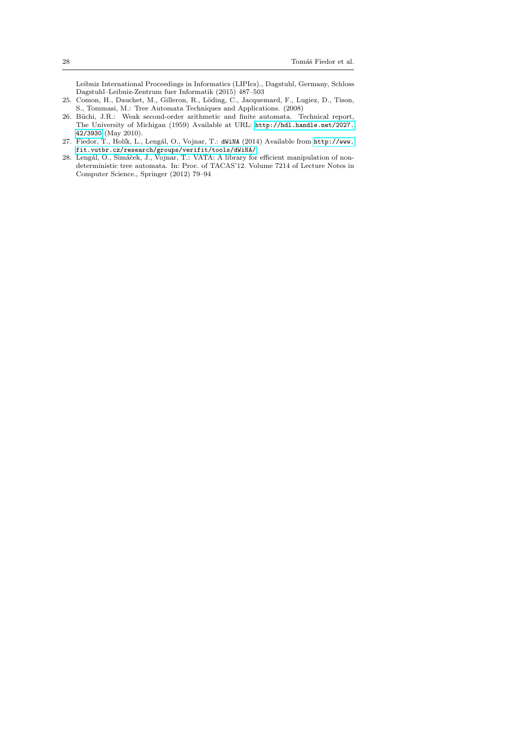Leibniz International Proceedings in Informatics (LIPIcs)., Dagstuhl, Germany, Schloss Dagstuhl–Leibniz-Zentrum fuer Informatik (2015) 487–503

25. Comon, H., Dauchet, M., Gilleron, R., Löding, C., Jacquemard, F., Lugiez, D., Tison, S., Tommasi, M.: Tree Automata Techniques and Applications. (2008)
26. Büchi, J.R.: Weak second-order arithmetic and finite automata. Technical report, The University of Michigan (1959) Available at URL: `http://hdl.handle.net/2027.42/3930` (May 2010).
27. Fiedor, T., Holík, L., Lengál, O., Vojnar, T.: `dWiNA` (2014) Available from `http://www.fit.vutbr.cz/research/groups/verifit/tools/dWiNA/`
28. Lengál, O., Šimáček, J., Vojnar, T.: VATA: A library for efficient manipulation of non-deterministic tree automata. In: Proc. of TACAS'12. Volume 7214 of Lecture Notes in Computer Science., Springer (2012) 79–94